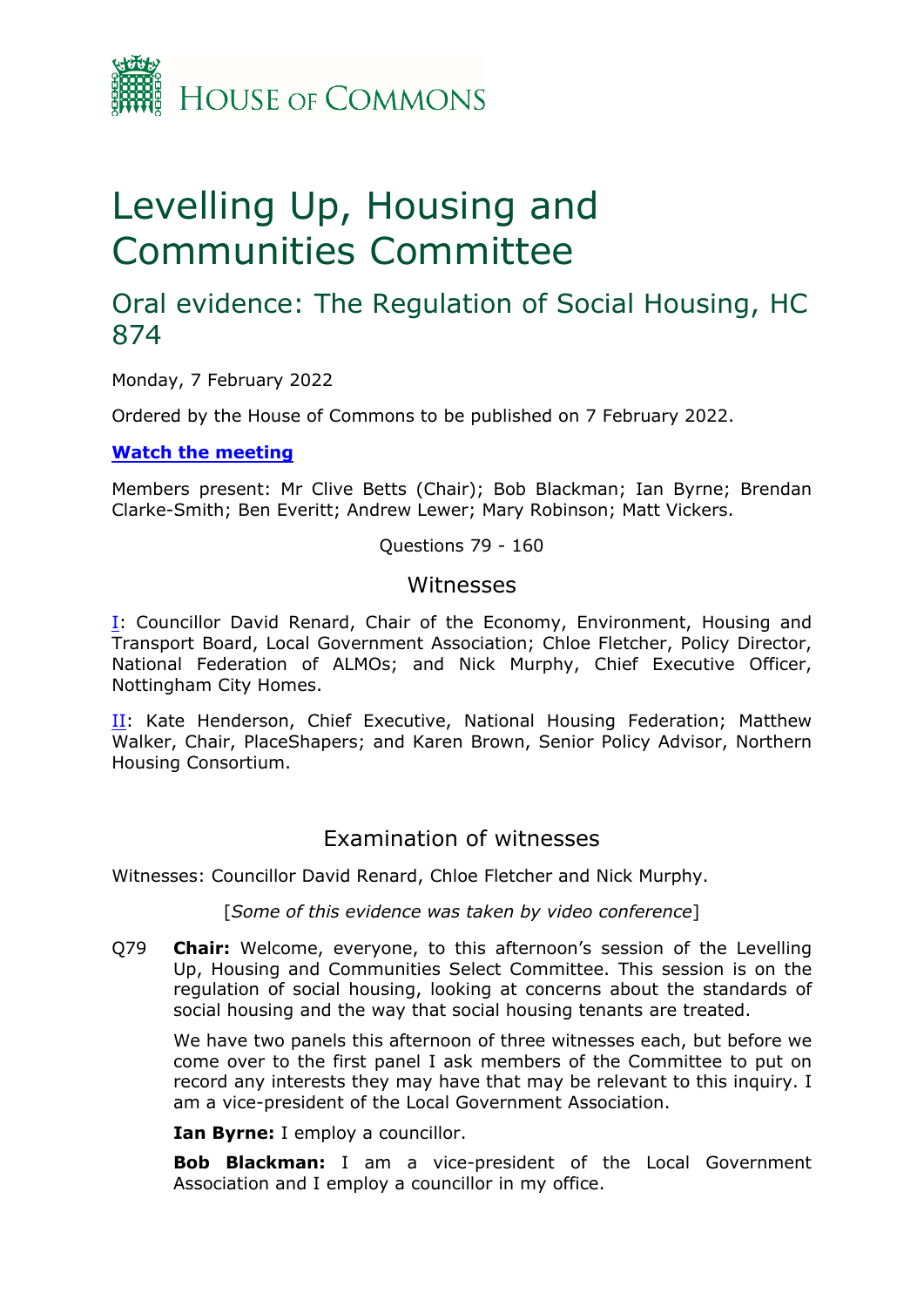HOUSE OF COMMONS

# Levelling Up, Housing and Communities Committee

## Oral evidence: The Regulation of Social Housing, HC 874

Monday, 7 February 2022

Ordered by the House of Commons to be published on 7 February 2022.

**[Watch the meeting]**

Members present: Mr Clive Betts (Chair); Bob Blackman; Ian Byrne; Brendan Clarke-Smith; Ben Everitt; Andrew Lewer; Mary Robinson; Matt Vickers.

Questions 79 - 160

### Witnesses

[I]: Councillor David Renard, Chair of the Economy, Environment, Housing and Transport Board, Local Government Association; Chloe Fletcher, Policy Director, National Federation of ALMOs; and Nick Murphy, Chief Executive Officer, Nottingham City Homes.

[II]: Kate Henderson, Chief Executive, National Housing Federation; Matthew Walker, Chair, PlaceShapers; and Karen Brown, Senior Policy Advisor, Northern Housing Consortium.

### Examination of witnesses

Witnesses: Councillor David Renard, Chloe Fletcher and Nick Murphy.

[*Some of this evidence was taken by video conference*]

Q79 **Chair:** Welcome, everyone, to this afternoon's session of the Levelling Up, Housing and Communities Select Committee. This session is on the regulation of social housing, looking at concerns about the standards of social housing and the way that social housing tenants are treated.

We have two panels this afternoon of three witnesses each, but before we come over to the first panel I ask members of the Committee to put on record any interests they may have that may be relevant to this inquiry. I am a vice-president of the Local Government Association.

**Ian Byrne:** I employ a councillor.

**Bob Blackman:** I am a vice-president of the Local Government Association and I employ a councillor in my office.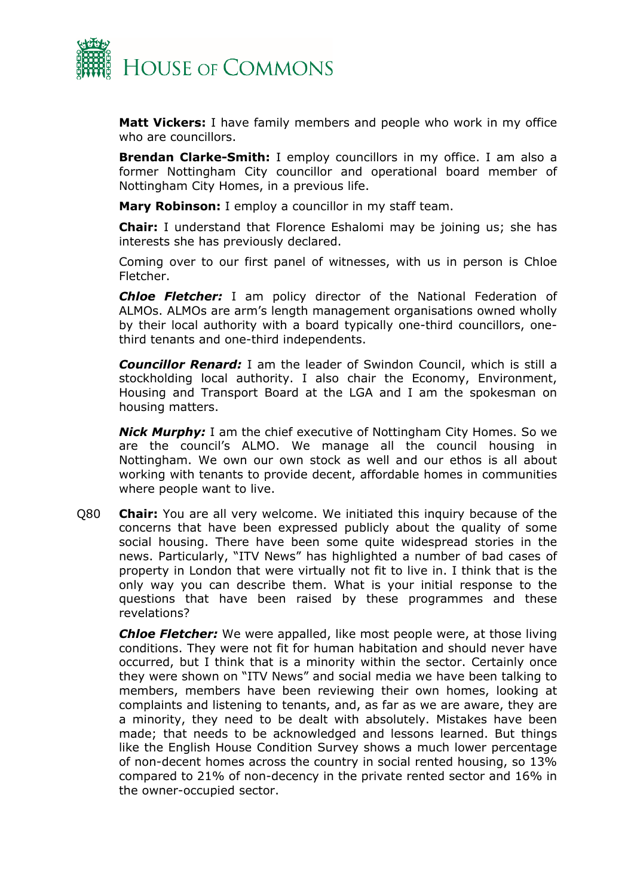**Matt Vickers:** I have family members and people who work in my office who are councillors.

**Brendan Clarke-Smith:** I employ councillors in my office. I am also a former Nottingham City councillor and operational board member of Nottingham City Homes, in a previous life.

**Mary Robinson:** I employ a councillor in my staff team.

**Chair:** I understand that Florence Eshalomi may be joining us; she has interests she has previously declared.

Coming over to our first panel of witnesses, with us in person is Chloe Fletcher.

***Chloe Fletcher:*** I am policy director of the National Federation of ALMOs. ALMOs are arm's length management organisations owned wholly by their local authority with a board typically one-third councillors, one-third tenants and one-third independents.

***Councillor Renard:*** I am the leader of Swindon Council, which is still a stockholding local authority. I also chair the Economy, Environment, Housing and Transport Board at the LGA and I am the spokesman on housing matters.

***Nick Murphy:*** I am the chief executive of Nottingham City Homes. So we are the council's ALMO. We manage all the council housing in Nottingham. We own our own stock as well and our ethos is all about working with tenants to provide decent, affordable homes in communities where people want to live.

Q80 **Chair:** You are all very welcome. We initiated this inquiry because of the concerns that have been expressed publicly about the quality of some social housing. There have been some quite widespread stories in the news. Particularly, "ITV News" has highlighted a number of bad cases of property in London that were virtually not fit to live in. I think that is the only way you can describe them. What is your initial response to the questions that have been raised by these programmes and these revelations?

***Chloe Fletcher:*** We were appalled, like most people were, at those living conditions. They were not fit for human habitation and should never have occurred, but I think that is a minority within the sector. Certainly once they were shown on "ITV News" and social media we have been talking to members, members have been reviewing their own homes, looking at complaints and listening to tenants, and, as far as we are aware, they are a minority, they need to be dealt with absolutely. Mistakes have been made; that needs to be acknowledged and lessons learned. But things like the English House Condition Survey shows a much lower percentage of non-decent homes across the country in social rented housing, so 13% compared to 21% of non-decency in the private rented sector and 16% in the owner-occupied sector.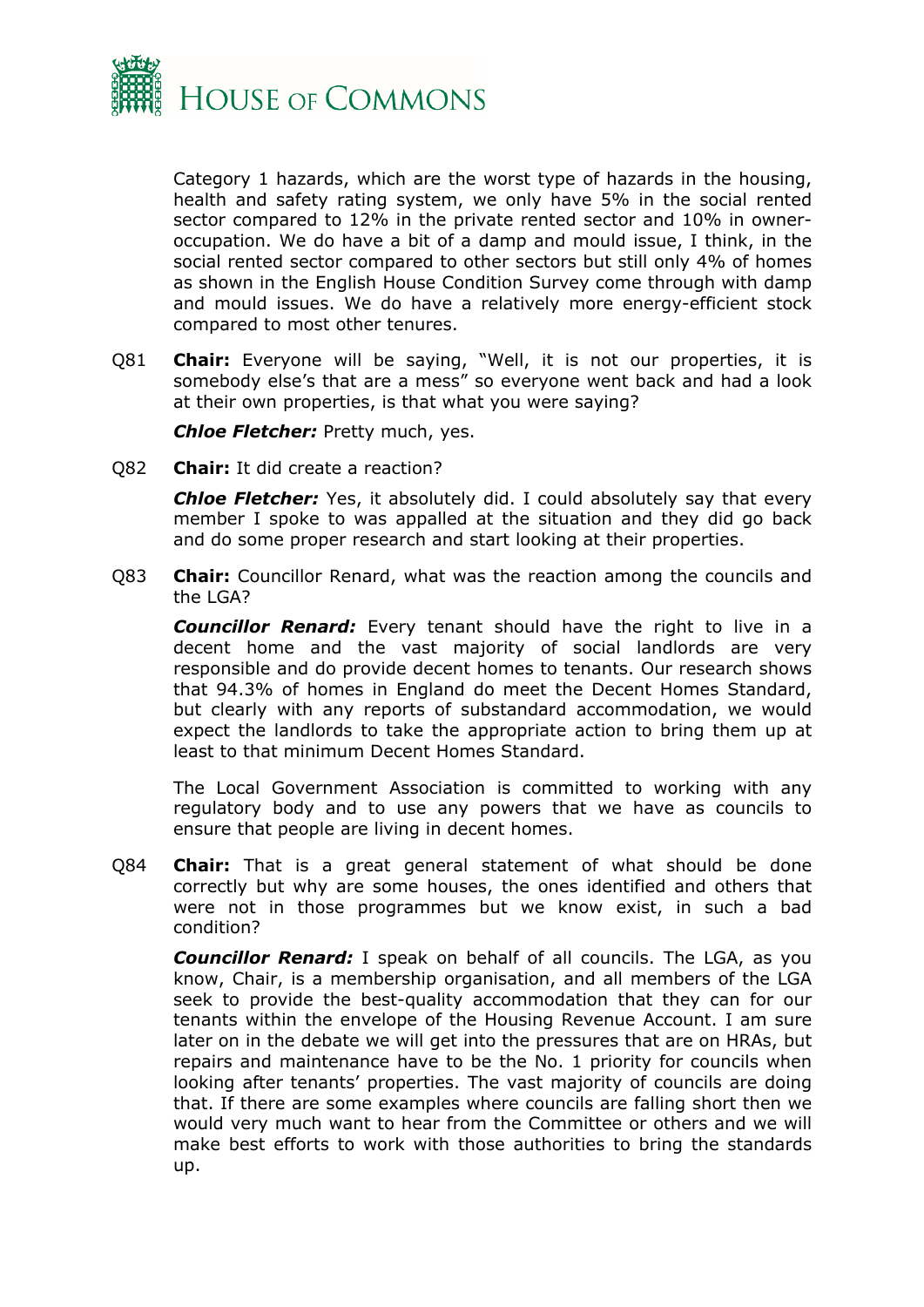Category 1 hazards, which are the worst type of hazards in the housing, health and safety rating system, we only have 5% in the social rented sector compared to 12% in the private rented sector and 10% in owner-occupation. We do have a bit of a damp and mould issue, I think, in the social rented sector compared to other sectors but still only 4% of homes as shown in the English House Condition Survey come through with damp and mould issues. We do have a relatively more energy-efficient stock compared to most other tenures.

Q81 **Chair:** Everyone will be saying, "Well, it is not our properties, it is somebody else's that are a mess" so everyone went back and had a look at their own properties, is that what you were saying?

***Chloe Fletcher:*** Pretty much, yes.

Q82 **Chair:** It did create a reaction?

***Chloe Fletcher:*** Yes, it absolutely did. I could absolutely say that every member I spoke to was appalled at the situation and they did go back and do some proper research and start looking at their properties.

Q83 **Chair:** Councillor Renard, what was the reaction among the councils and the LGA?

***Councillor Renard:*** Every tenant should have the right to live in a decent home and the vast majority of social landlords are very responsible and do provide decent homes to tenants. Our research shows that 94.3% of homes in England do meet the Decent Homes Standard, but clearly with any reports of substandard accommodation, we would expect the landlords to take the appropriate action to bring them up at least to that minimum Decent Homes Standard.

The Local Government Association is committed to working with any regulatory body and to use any powers that we have as councils to ensure that people are living in decent homes.

Q84 **Chair:** That is a great general statement of what should be done correctly but why are some houses, the ones identified and others that were not in those programmes but we know exist, in such a bad condition?

***Councillor Renard:*** I speak on behalf of all councils. The LGA, as you know, Chair, is a membership organisation, and all members of the LGA seek to provide the best-quality accommodation that they can for our tenants within the envelope of the Housing Revenue Account. I am sure later on in the debate we will get into the pressures that are on HRAs, but repairs and maintenance have to be the No. 1 priority for councils when looking after tenants' properties. The vast majority of councils are doing that. If there are some examples where councils are falling short then we would very much want to hear from the Committee or others and we will make best efforts to work with those authorities to bring the standards up.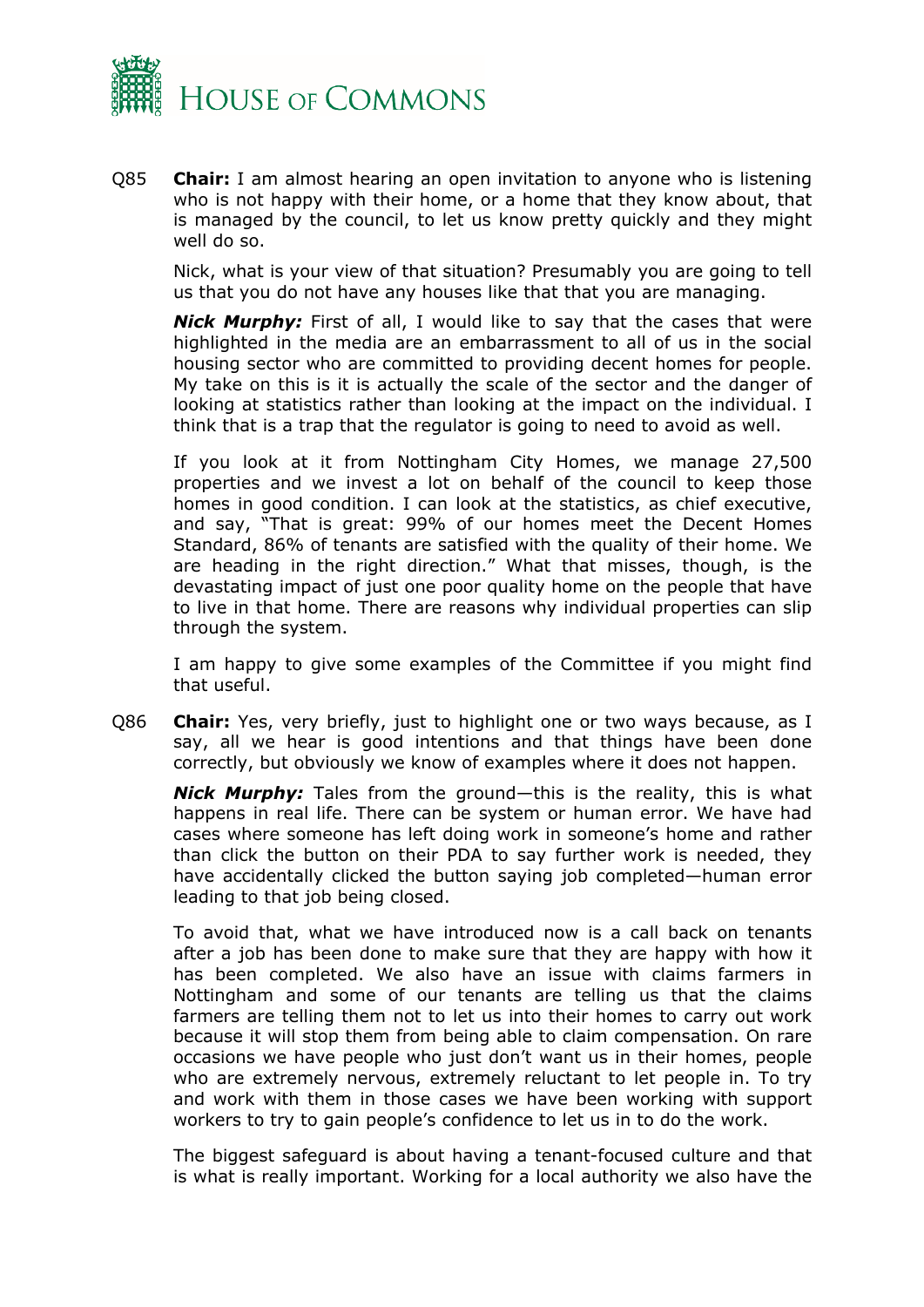Q85 **Chair:** I am almost hearing an open invitation to anyone who is listening who is not happy with their home, or a home that they know about, that is managed by the council, to let us know pretty quickly and they might well do so.

Nick, what is your view of that situation? Presumably you are going to tell us that you do not have any houses like that that you are managing.

***Nick Murphy:*** First of all, I would like to say that the cases that were highlighted in the media are an embarrassment to all of us in the social housing sector who are committed to providing decent homes for people. My take on this is it is actually the scale of the sector and the danger of looking at statistics rather than looking at the impact on the individual. I think that is a trap that the regulator is going to need to avoid as well.

If you look at it from Nottingham City Homes, we manage 27,500 properties and we invest a lot on behalf of the council to keep those homes in good condition. I can look at the statistics, as chief executive, and say, "That is great: 99% of our homes meet the Decent Homes Standard, 86% of tenants are satisfied with the quality of their home. We are heading in the right direction." What that misses, though, is the devastating impact of just one poor quality home on the people that have to live in that home. There are reasons why individual properties can slip through the system.

I am happy to give some examples of the Committee if you might find that useful.

Q86 **Chair:** Yes, very briefly, just to highlight one or two ways because, as I say, all we hear is good intentions and that things have been done correctly, but obviously we know of examples where it does not happen.

***Nick Murphy:*** Tales from the ground—this is the reality, this is what happens in real life. There can be system or human error. We have had cases where someone has left doing work in someone's home and rather than click the button on their PDA to say further work is needed, they have accidentally clicked the button saying job completed—human error leading to that job being closed.

To avoid that, what we have introduced now is a call back on tenants after a job has been done to make sure that they are happy with how it has been completed. We also have an issue with claims farmers in Nottingham and some of our tenants are telling us that the claims farmers are telling them not to let us into their homes to carry out work because it will stop them from being able to claim compensation. On rare occasions we have people who just don't want us in their homes, people who are extremely nervous, extremely reluctant to let people in. To try and work with them in those cases we have been working with support workers to try to gain people's confidence to let us in to do the work.

The biggest safeguard is about having a tenant-focused culture and that is what is really important. Working for a local authority we also have the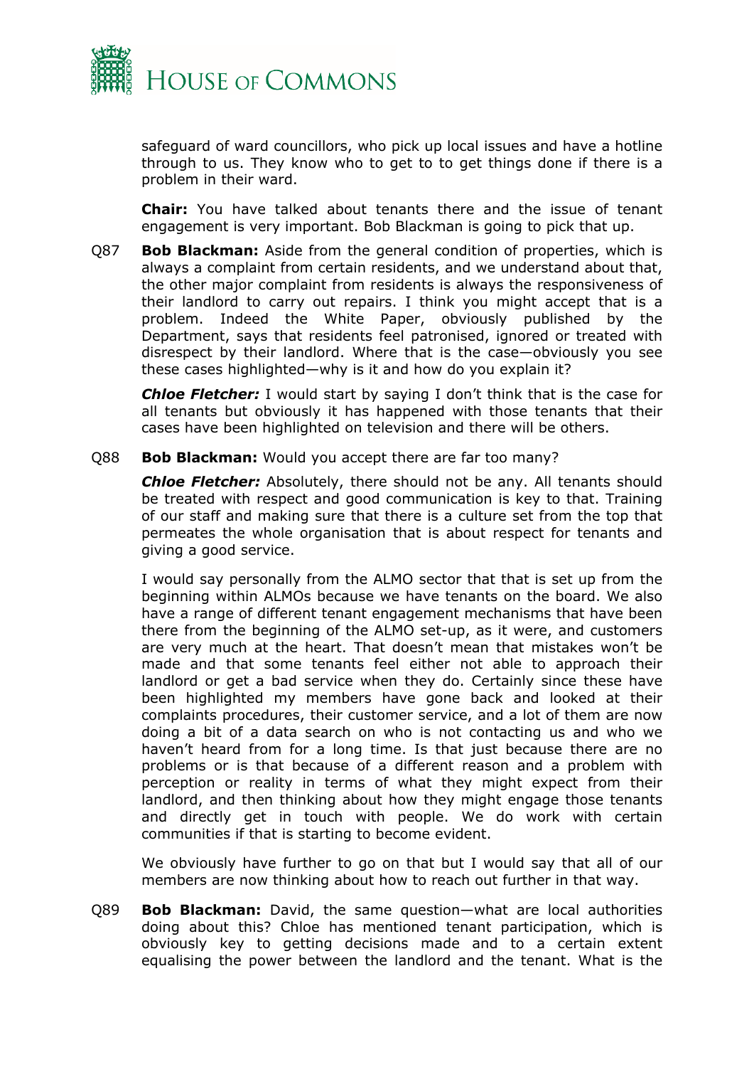safeguard of ward councillors, who pick up local issues and have a hotline through to us. They know who to get to to get things done if there is a problem in their ward.

**Chair:** You have talked about tenants there and the issue of tenant engagement is very important. Bob Blackman is going to pick that up.

Q87 **Bob Blackman:** Aside from the general condition of properties, which is always a complaint from certain residents, and we understand about that, the other major complaint from residents is always the responsiveness of their landlord to carry out repairs. I think you might accept that is a problem. Indeed the White Paper, obviously published by the Department, says that residents feel patronised, ignored or treated with disrespect by their landlord. Where that is the case—obviously you see these cases highlighted—why is it and how do you explain it?

***Chloe Fletcher:*** I would start by saying I don't think that is the case for all tenants but obviously it has happened with those tenants that their cases have been highlighted on television and there will be others.

Q88 **Bob Blackman:** Would you accept there are far too many?

***Chloe Fletcher:*** Absolutely, there should not be any. All tenants should be treated with respect and good communication is key to that. Training of our staff and making sure that there is a culture set from the top that permeates the whole organisation that is about respect for tenants and giving a good service.

I would say personally from the ALMO sector that that is set up from the beginning within ALMOs because we have tenants on the board. We also have a range of different tenant engagement mechanisms that have been there from the beginning of the ALMO set-up, as it were, and customers are very much at the heart. That doesn't mean that mistakes won't be made and that some tenants feel either not able to approach their landlord or get a bad service when they do. Certainly since these have been highlighted my members have gone back and looked at their complaints procedures, their customer service, and a lot of them are now doing a bit of a data search on who is not contacting us and who we haven't heard from for a long time. Is that just because there are no problems or is that because of a different reason and a problem with perception or reality in terms of what they might expect from their landlord, and then thinking about how they might engage those tenants and directly get in touch with people. We do work with certain communities if that is starting to become evident.

We obviously have further to go on that but I would say that all of our members are now thinking about how to reach out further in that way.

Q89 **Bob Blackman:** David, the same question—what are local authorities doing about this? Chloe has mentioned tenant participation, which is obviously key to getting decisions made and to a certain extent equalising the power between the landlord and the tenant. What is the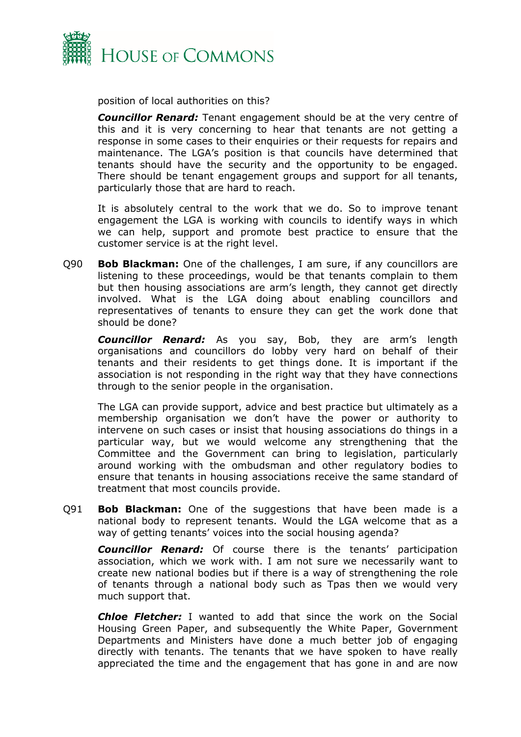position of local authorities on this?

***Councillor Renard:*** Tenant engagement should be at the very centre of this and it is very concerning to hear that tenants are not getting a response in some cases to their enquiries or their requests for repairs and maintenance. The LGA's position is that councils have determined that tenants should have the security and the opportunity to be engaged. There should be tenant engagement groups and support for all tenants, particularly those that are hard to reach.

It is absolutely central to the work that we do. So to improve tenant engagement the LGA is working with councils to identify ways in which we can help, support and promote best practice to ensure that the customer service is at the right level.

Q90 **Bob Blackman:** One of the challenges, I am sure, if any councillors are listening to these proceedings, would be that tenants complain to them but then housing associations are arm's length, they cannot get directly involved. What is the LGA doing about enabling councillors and representatives of tenants to ensure they can get the work done that should be done?

***Councillor Renard:*** As you say, Bob, they are arm's length organisations and councillors do lobby very hard on behalf of their tenants and their residents to get things done. It is important if the association is not responding in the right way that they have connections through to the senior people in the organisation.

The LGA can provide support, advice and best practice but ultimately as a membership organisation we don't have the power or authority to intervene on such cases or insist that housing associations do things in a particular way, but we would welcome any strengthening that the Committee and the Government can bring to legislation, particularly around working with the ombudsman and other regulatory bodies to ensure that tenants in housing associations receive the same standard of treatment that most councils provide.

Q91 **Bob Blackman:** One of the suggestions that have been made is a national body to represent tenants. Would the LGA welcome that as a way of getting tenants' voices into the social housing agenda?

***Councillor Renard:*** Of course there is the tenants' participation association, which we work with. I am not sure we necessarily want to create new national bodies but if there is a way of strengthening the role of tenants through a national body such as Tpas then we would very much support that.

***Chloe Fletcher:*** I wanted to add that since the work on the Social Housing Green Paper, and subsequently the White Paper, Government Departments and Ministers have done a much better job of engaging directly with tenants. The tenants that we have spoken to have really appreciated the time and the engagement that has gone in and are now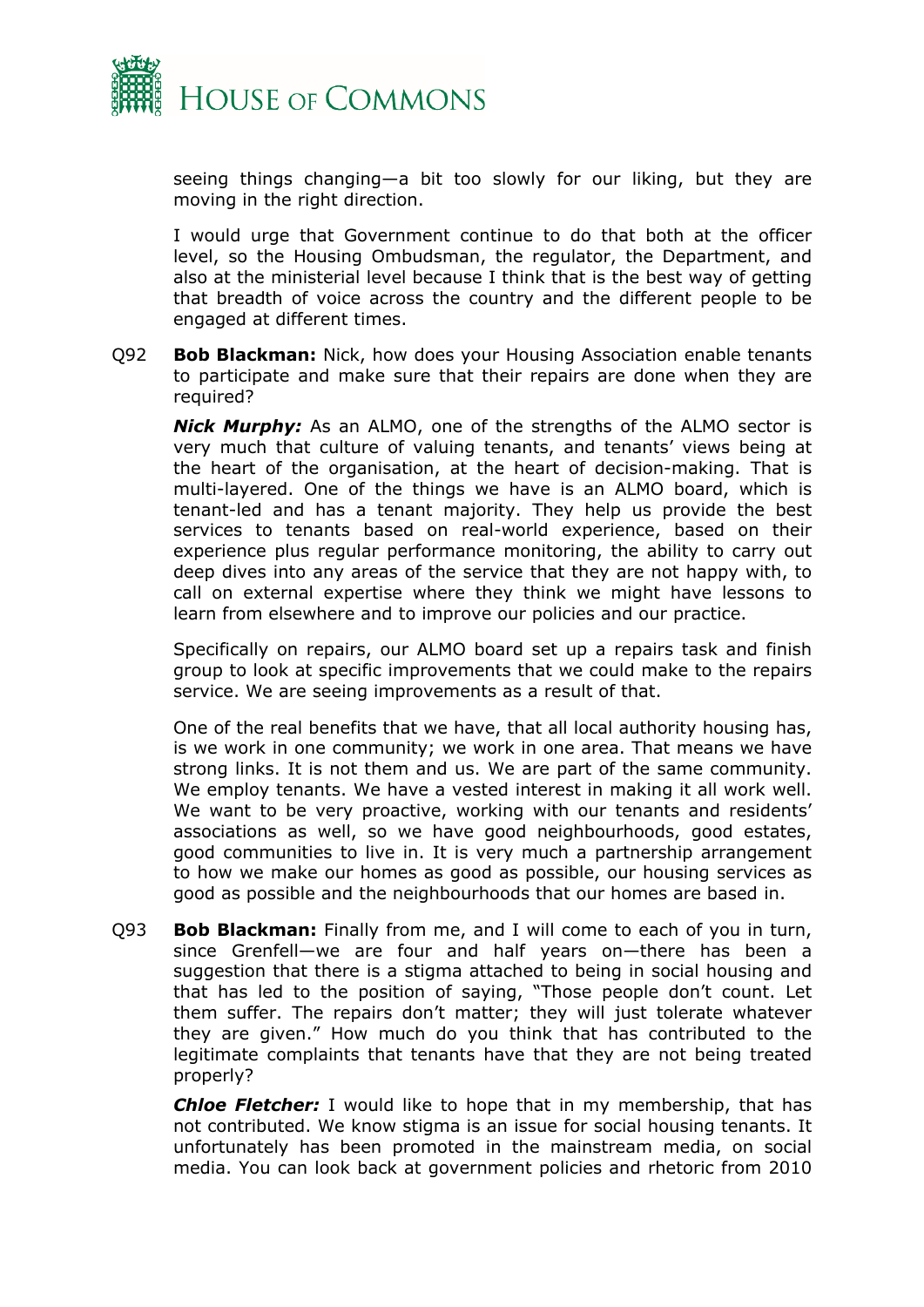seeing things changing—a bit too slowly for our liking, but they are moving in the right direction.

I would urge that Government continue to do that both at the officer level, so the Housing Ombudsman, the regulator, the Department, and also at the ministerial level because I think that is the best way of getting that breadth of voice across the country and the different people to be engaged at different times.

Q92 **Bob Blackman:** Nick, how does your Housing Association enable tenants to participate and make sure that their repairs are done when they are required?

***Nick Murphy:*** As an ALMO, one of the strengths of the ALMO sector is very much that culture of valuing tenants, and tenants' views being at the heart of the organisation, at the heart of decision-making. That is multi-layered. One of the things we have is an ALMO board, which is tenant-led and has a tenant majority. They help us provide the best services to tenants based on real-world experience, based on their experience plus regular performance monitoring, the ability to carry out deep dives into any areas of the service that they are not happy with, to call on external expertise where they think we might have lessons to learn from elsewhere and to improve our policies and our practice.

Specifically on repairs, our ALMO board set up a repairs task and finish group to look at specific improvements that we could make to the repairs service. We are seeing improvements as a result of that.

One of the real benefits that we have, that all local authority housing has, is we work in one community; we work in one area. That means we have strong links. It is not them and us. We are part of the same community. We employ tenants. We have a vested interest in making it all work well. We want to be very proactive, working with our tenants and residents' associations as well, so we have good neighbourhoods, good estates, good communities to live in. It is very much a partnership arrangement to how we make our homes as good as possible, our housing services as good as possible and the neighbourhoods that our homes are based in.

Q93 **Bob Blackman:** Finally from me, and I will come to each of you in turn, since Grenfell—we are four and half years on—there has been a suggestion that there is a stigma attached to being in social housing and that has led to the position of saying, "Those people don't count. Let them suffer. The repairs don't matter; they will just tolerate whatever they are given." How much do you think that has contributed to the legitimate complaints that tenants have that they are not being treated properly?

***Chloe Fletcher:*** I would like to hope that in my membership, that has not contributed. We know stigma is an issue for social housing tenants. It unfortunately has been promoted in the mainstream media, on social media. You can look back at government policies and rhetoric from 2010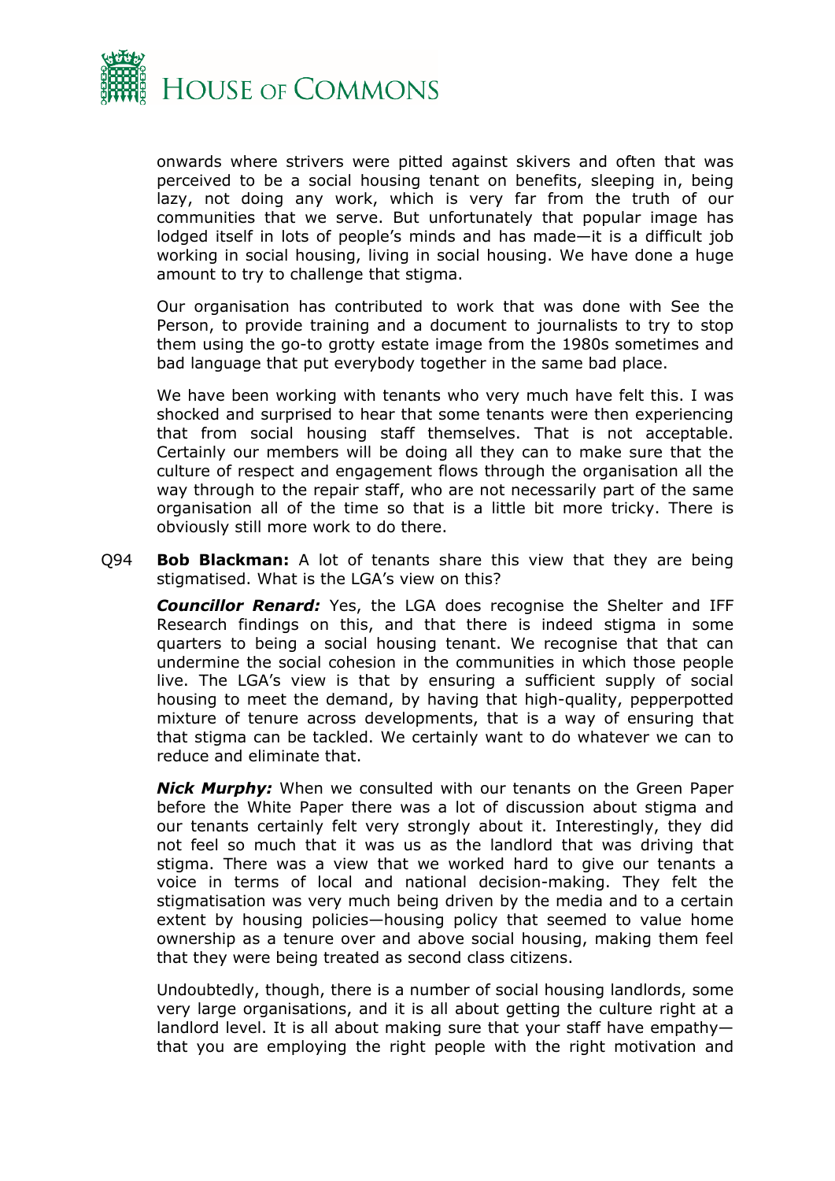onwards where strivers were pitted against skivers and often that was perceived to be a social housing tenant on benefits, sleeping in, being lazy, not doing any work, which is very far from the truth of our communities that we serve. But unfortunately that popular image has lodged itself in lots of people's minds and has made—it is a difficult job working in social housing, living in social housing. We have done a huge amount to try to challenge that stigma.

Our organisation has contributed to work that was done with See the Person, to provide training and a document to journalists to try to stop them using the go-to grotty estate image from the 1980s sometimes and bad language that put everybody together in the same bad place.

We have been working with tenants who very much have felt this. I was shocked and surprised to hear that some tenants were then experiencing that from social housing staff themselves. That is not acceptable. Certainly our members will be doing all they can to make sure that the culture of respect and engagement flows through the organisation all the way through to the repair staff, who are not necessarily part of the same organisation all of the time so that is a little bit more tricky. There is obviously still more work to do there.

Q94 **Bob Blackman:** A lot of tenants share this view that they are being stigmatised. What is the LGA's view on this?

***Councillor Renard:*** Yes, the LGA does recognise the Shelter and IFF Research findings on this, and that there is indeed stigma in some quarters to being a social housing tenant. We recognise that that can undermine the social cohesion in the communities in which those people live. The LGA's view is that by ensuring a sufficient supply of social housing to meet the demand, by having that high-quality, pepperpotted mixture of tenure across developments, that is a way of ensuring that that stigma can be tackled. We certainly want to do whatever we can to reduce and eliminate that.

***Nick Murphy:*** When we consulted with our tenants on the Green Paper before the White Paper there was a lot of discussion about stigma and our tenants certainly felt very strongly about it. Interestingly, they did not feel so much that it was us as the landlord that was driving that stigma. There was a view that we worked hard to give our tenants a voice in terms of local and national decision-making. They felt the stigmatisation was very much being driven by the media and to a certain extent by housing policies—housing policy that seemed to value home ownership as a tenure over and above social housing, making them feel that they were being treated as second class citizens.

Undoubtedly, though, there is a number of social housing landlords, some very large organisations, and it is all about getting the culture right at a landlord level. It is all about making sure that your staff have empathy—that you are employing the right people with the right motivation and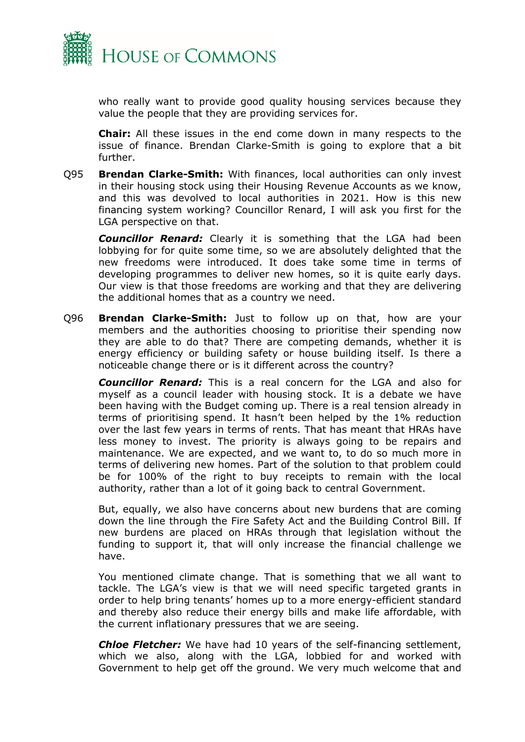who really want to provide good quality housing services because they value the people that they are providing services for.

**Chair:** All these issues in the end come down in many respects to the issue of finance. Brendan Clarke-Smith is going to explore that a bit further.

Q95 **Brendan Clarke-Smith:** With finances, local authorities can only invest in their housing stock using their Housing Revenue Accounts as we know, and this was devolved to local authorities in 2021. How is this new financing system working? Councillor Renard, I will ask you first for the LGA perspective on that.

***Councillor Renard:*** Clearly it is something that the LGA had been lobbying for for quite some time, so we are absolutely delighted that the new freedoms were introduced. It does take some time in terms of developing programmes to deliver new homes, so it is quite early days. Our view is that those freedoms are working and that they are delivering the additional homes that as a country we need.

Q96 **Brendan Clarke-Smith:** Just to follow up on that, how are your members and the authorities choosing to prioritise their spending now they are able to do that? There are competing demands, whether it is energy efficiency or building safety or house building itself. Is there a noticeable change there or is it different across the country?

***Councillor Renard:*** This is a real concern for the LGA and also for myself as a council leader with housing stock. It is a debate we have been having with the Budget coming up. There is a real tension already in terms of prioritising spend. It hasn't been helped by the 1% reduction over the last few years in terms of rents. That has meant that HRAs have less money to invest. The priority is always going to be repairs and maintenance. We are expected, and we want to, to do so much more in terms of delivering new homes. Part of the solution to that problem could be for 100% of the right to buy receipts to remain with the local authority, rather than a lot of it going back to central Government.

But, equally, we also have concerns about new burdens that are coming down the line through the Fire Safety Act and the Building Control Bill. If new burdens are placed on HRAs through that legislation without the funding to support it, that will only increase the financial challenge we have.

You mentioned climate change. That is something that we all want to tackle. The LGA's view is that we will need specific targeted grants in order to help bring tenants' homes up to a more energy-efficient standard and thereby also reduce their energy bills and make life affordable, with the current inflationary pressures that we are seeing.

***Chloe Fletcher:*** We have had 10 years of the self-financing settlement, which we also, along with the LGA, lobbied for and worked with Government to help get off the ground. We very much welcome that and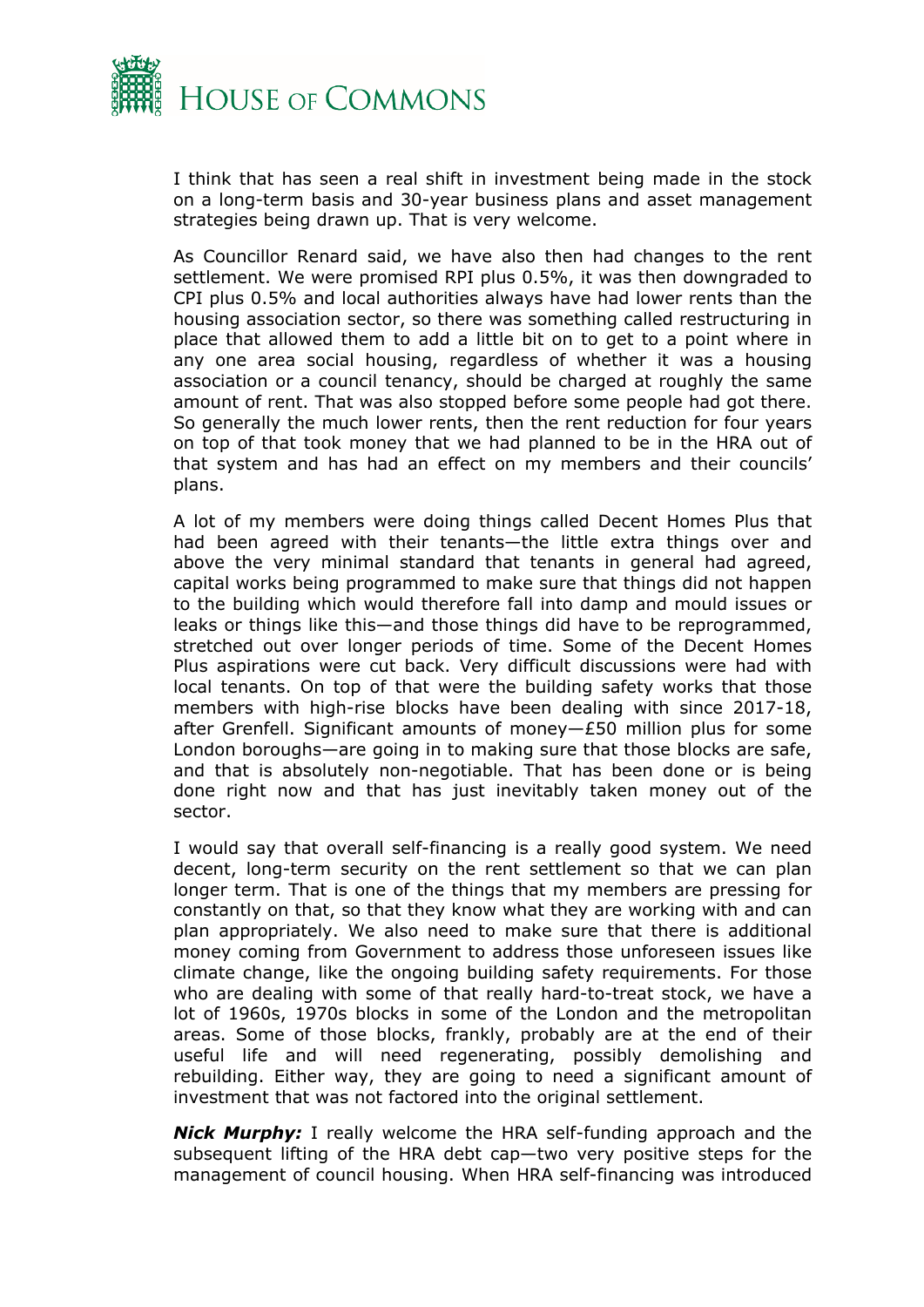I think that has seen a real shift in investment being made in the stock on a long-term basis and 30-year business plans and asset management strategies being drawn up. That is very welcome.

As Councillor Renard said, we have also then had changes to the rent settlement. We were promised RPI plus 0.5%, it was then downgraded to CPI plus 0.5% and local authorities always have had lower rents than the housing association sector, so there was something called restructuring in place that allowed them to add a little bit on to get to a point where in any one area social housing, regardless of whether it was a housing association or a council tenancy, should be charged at roughly the same amount of rent. That was also stopped before some people had got there. So generally the much lower rents, then the rent reduction for four years on top of that took money that we had planned to be in the HRA out of that system and has had an effect on my members and their councils' plans.

A lot of my members were doing things called Decent Homes Plus that had been agreed with their tenants—the little extra things over and above the very minimal standard that tenants in general had agreed, capital works being programmed to make sure that things did not happen to the building which would therefore fall into damp and mould issues or leaks or things like this—and those things did have to be reprogrammed, stretched out over longer periods of time. Some of the Decent Homes Plus aspirations were cut back. Very difficult discussions were had with local tenants. On top of that were the building safety works that those members with high-rise blocks have been dealing with since 2017-18, after Grenfell. Significant amounts of money—£50 million plus for some London boroughs—are going in to making sure that those blocks are safe, and that is absolutely non-negotiable. That has been done or is being done right now and that has just inevitably taken money out of the sector.

I would say that overall self-financing is a really good system. We need decent, long-term security on the rent settlement so that we can plan longer term. That is one of the things that my members are pressing for constantly on that, so that they know what they are working with and can plan appropriately. We also need to make sure that there is additional money coming from Government to address those unforeseen issues like climate change, like the ongoing building safety requirements. For those who are dealing with some of that really hard-to-treat stock, we have a lot of 1960s, 1970s blocks in some of the London and the metropolitan areas. Some of those blocks, frankly, probably are at the end of their useful life and will need regenerating, possibly demolishing and rebuilding. Either way, they are going to need a significant amount of investment that was not factored into the original settlement.

***Nick Murphy:*** I really welcome the HRA self-funding approach and the subsequent lifting of the HRA debt cap—two very positive steps for the management of council housing. When HRA self-financing was introduced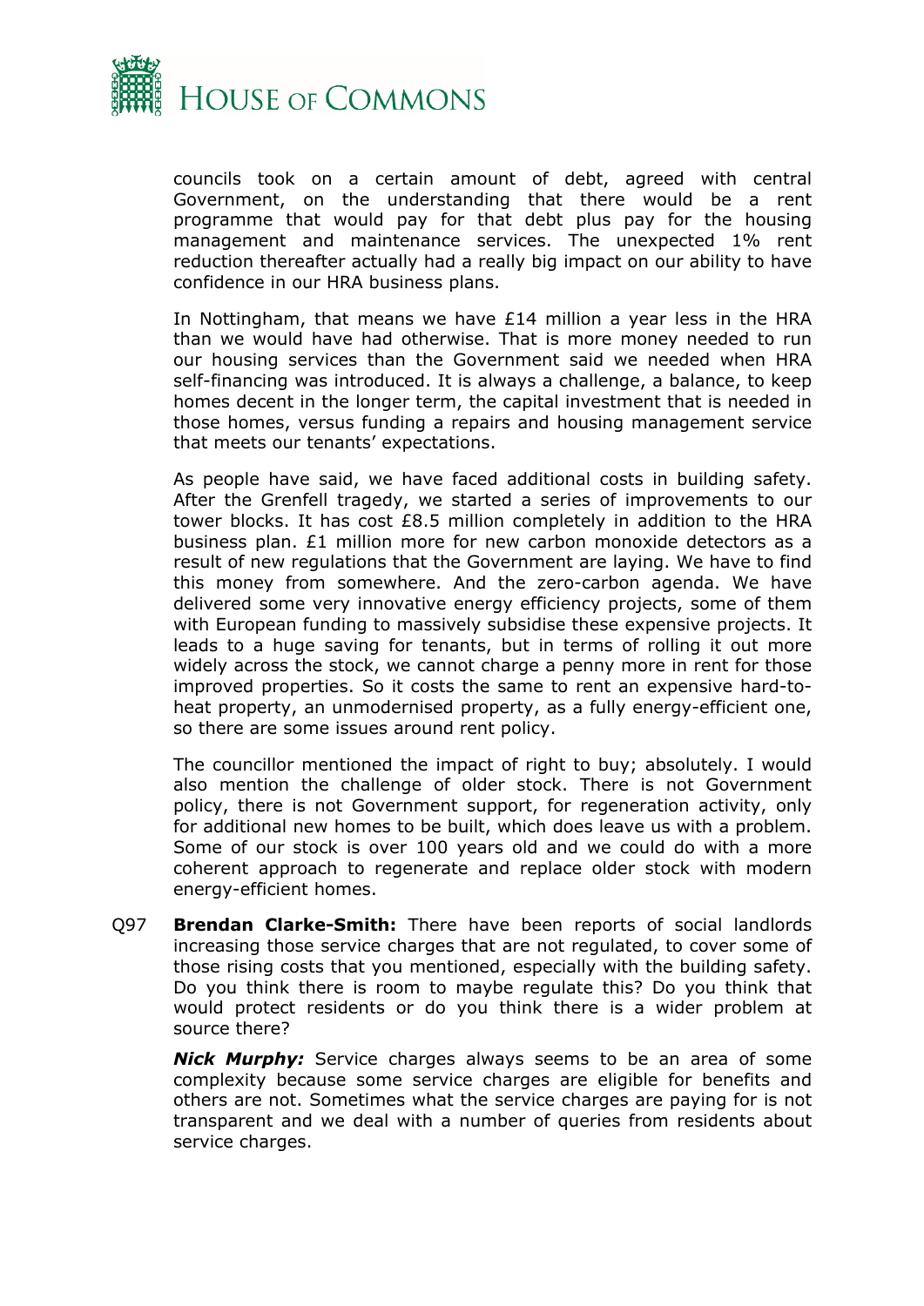councils took on a certain amount of debt, agreed with central Government, on the understanding that there would be a rent programme that would pay for that debt plus pay for the housing management and maintenance services. The unexpected 1% rent reduction thereafter actually had a really big impact on our ability to have confidence in our HRA business plans.

In Nottingham, that means we have £14 million a year less in the HRA than we would have had otherwise. That is more money needed to run our housing services than the Government said we needed when HRA self-financing was introduced. It is always a challenge, a balance, to keep homes decent in the longer term, the capital investment that is needed in those homes, versus funding a repairs and housing management service that meets our tenants' expectations.

As people have said, we have faced additional costs in building safety. After the Grenfell tragedy, we started a series of improvements to our tower blocks. It has cost £8.5 million completely in addition to the HRA business plan. £1 million more for new carbon monoxide detectors as a result of new regulations that the Government are laying. We have to find this money from somewhere. And the zero-carbon agenda. We have delivered some very innovative energy efficiency projects, some of them with European funding to massively subsidise these expensive projects. It leads to a huge saving for tenants, but in terms of rolling it out more widely across the stock, we cannot charge a penny more in rent for those improved properties. So it costs the same to rent an expensive hard-to-heat property, an unmodernised property, as a fully energy-efficient one, so there are some issues around rent policy.

The councillor mentioned the impact of right to buy; absolutely. I would also mention the challenge of older stock. There is not Government policy, there is not Government support, for regeneration activity, only for additional new homes to be built, which does leave us with a problem. Some of our stock is over 100 years old and we could do with a more coherent approach to regenerate and replace older stock with modern energy-efficient homes.

Q97 **Brendan Clarke-Smith:** There have been reports of social landlords increasing those service charges that are not regulated, to cover some of those rising costs that you mentioned, especially with the building safety. Do you think there is room to maybe regulate this? Do you think that would protect residents or do you think there is a wider problem at source there?

***Nick Murphy:*** Service charges always seems to be an area of some complexity because some service charges are eligible for benefits and others are not. Sometimes what the service charges are paying for is not transparent and we deal with a number of queries from residents about service charges.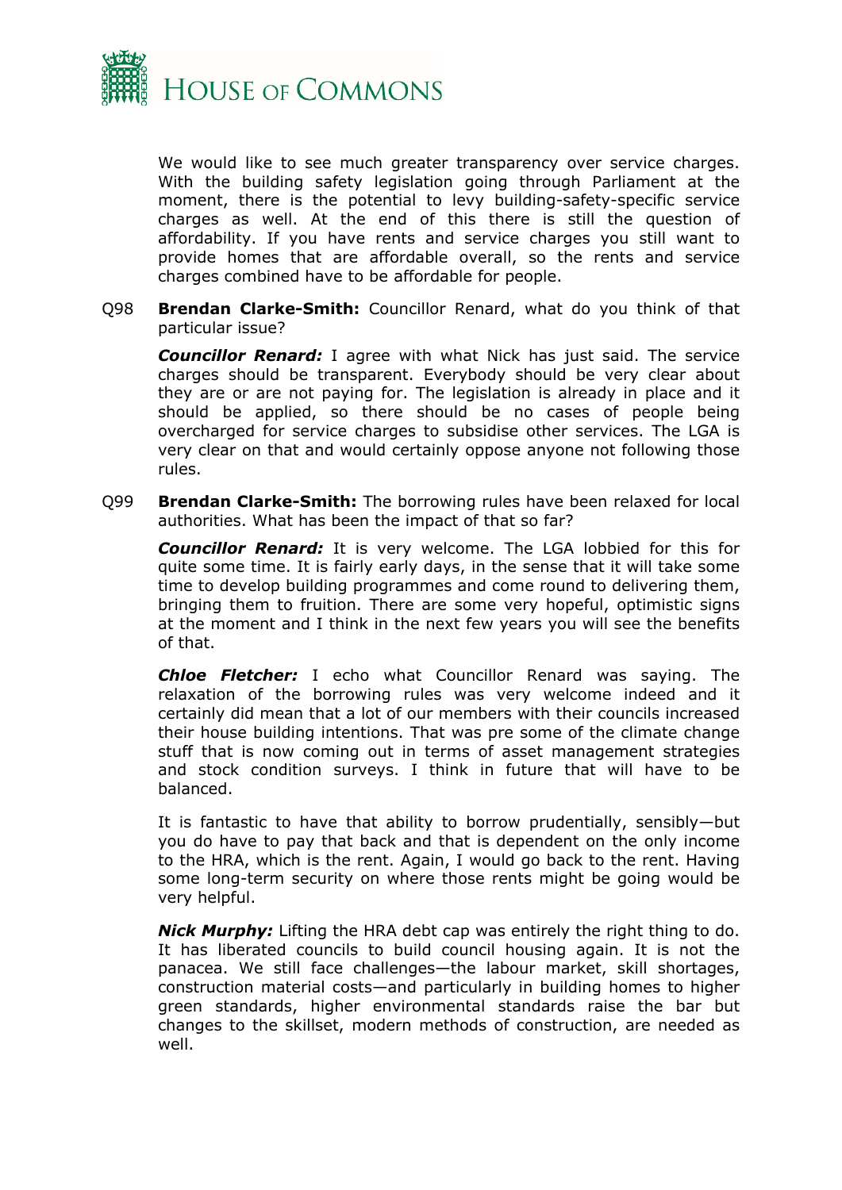We would like to see much greater transparency over service charges. With the building safety legislation going through Parliament at the moment, there is the potential to levy building-safety-specific service charges as well. At the end of this there is still the question of affordability. If you have rents and service charges you still want to provide homes that are affordable overall, so the rents and service charges combined have to be affordable for people.

Q98 **Brendan Clarke-Smith:** Councillor Renard, what do you think of that particular issue?

***Councillor Renard:*** I agree with what Nick has just said. The service charges should be transparent. Everybody should be very clear about they are or are not paying for. The legislation is already in place and it should be applied, so there should be no cases of people being overcharged for service charges to subsidise other services. The LGA is very clear on that and would certainly oppose anyone not following those rules.

Q99 **Brendan Clarke-Smith:** The borrowing rules have been relaxed for local authorities. What has been the impact of that so far?

***Councillor Renard:*** It is very welcome. The LGA lobbied for this for quite some time. It is fairly early days, in the sense that it will take some time to develop building programmes and come round to delivering them, bringing them to fruition. There are some very hopeful, optimistic signs at the moment and I think in the next few years you will see the benefits of that.

***Chloe Fletcher:*** I echo what Councillor Renard was saying. The relaxation of the borrowing rules was very welcome indeed and it certainly did mean that a lot of our members with their councils increased their house building intentions. That was pre some of the climate change stuff that is now coming out in terms of asset management strategies and stock condition surveys. I think in future that will have to be balanced.

It is fantastic to have that ability to borrow prudentially, sensibly—but you do have to pay that back and that is dependent on the only income to the HRA, which is the rent. Again, I would go back to the rent. Having some long-term security on where those rents might be going would be very helpful.

***Nick Murphy:*** Lifting the HRA debt cap was entirely the right thing to do. It has liberated councils to build council housing again. It is not the panacea. We still face challenges—the labour market, skill shortages, construction material costs—and particularly in building homes to higher green standards, higher environmental standards raise the bar but changes to the skillset, modern methods of construction, are needed as well.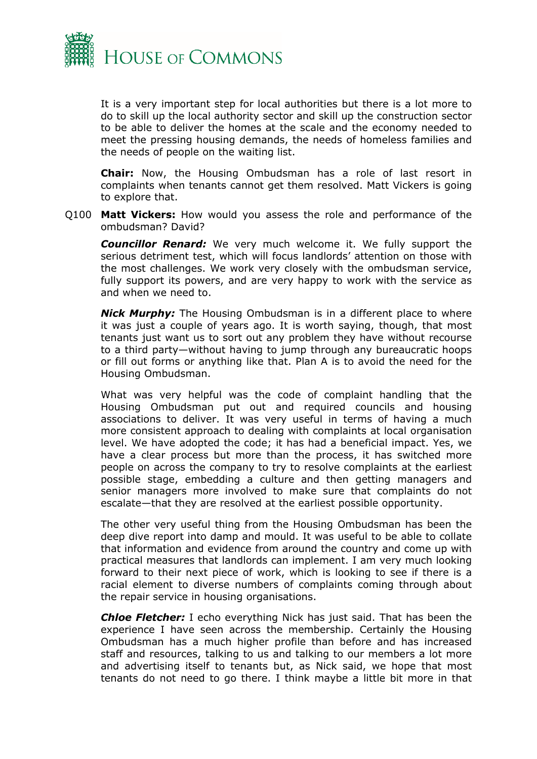It is a very important step for local authorities but there is a lot more to do to skill up the local authority sector and skill up the construction sector to be able to deliver the homes at the scale and the economy needed to meet the pressing housing demands, the needs of homeless families and the needs of people on the waiting list.

**Chair:** Now, the Housing Ombudsman has a role of last resort in complaints when tenants cannot get them resolved. Matt Vickers is going to explore that.

Q100 **Matt Vickers:** How would you assess the role and performance of the ombudsman? David?

***Councillor Renard:*** We very much welcome it. We fully support the serious detriment test, which will focus landlords' attention on those with the most challenges. We work very closely with the ombudsman service, fully support its powers, and are very happy to work with the service as and when we need to.

***Nick Murphy:*** The Housing Ombudsman is in a different place to where it was just a couple of years ago. It is worth saying, though, that most tenants just want us to sort out any problem they have without recourse to a third party—without having to jump through any bureaucratic hoops or fill out forms or anything like that. Plan A is to avoid the need for the Housing Ombudsman.

What was very helpful was the code of complaint handling that the Housing Ombudsman put out and required councils and housing associations to deliver. It was very useful in terms of having a much more consistent approach to dealing with complaints at local organisation level. We have adopted the code; it has had a beneficial impact. Yes, we have a clear process but more than the process, it has switched more people on across the company to try to resolve complaints at the earliest possible stage, embedding a culture and then getting managers and senior managers more involved to make sure that complaints do not escalate—that they are resolved at the earliest possible opportunity.

The other very useful thing from the Housing Ombudsman has been the deep dive report into damp and mould. It was useful to be able to collate that information and evidence from around the country and come up with practical measures that landlords can implement. I am very much looking forward to their next piece of work, which is looking to see if there is a racial element to diverse numbers of complaints coming through about the repair service in housing organisations.

***Chloe Fletcher:*** I echo everything Nick has just said. That has been the experience I have seen across the membership. Certainly the Housing Ombudsman has a much higher profile than before and has increased staff and resources, talking to us and talking to our members a lot more and advertising itself to tenants but, as Nick said, we hope that most tenants do not need to go there. I think maybe a little bit more in that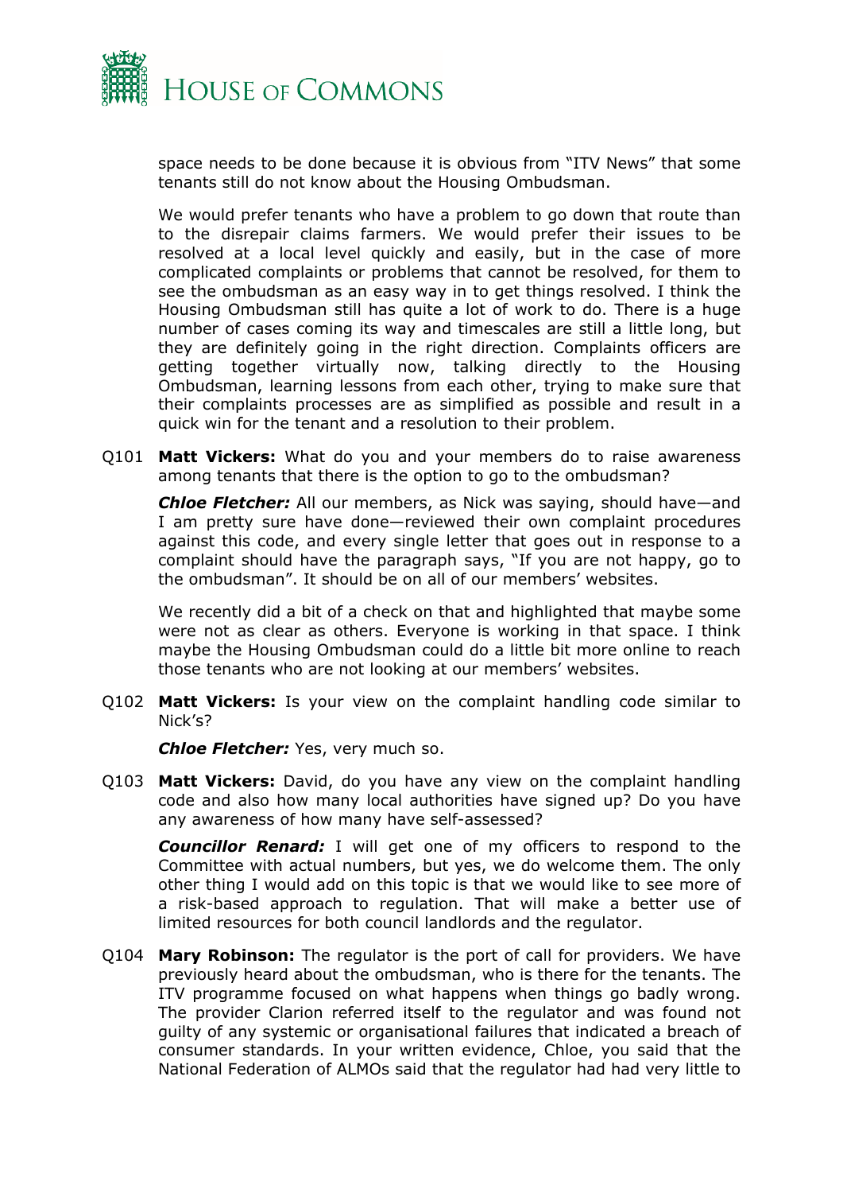space needs to be done because it is obvious from "ITV News" that some tenants still do not know about the Housing Ombudsman.

We would prefer tenants who have a problem to go down that route than to the disrepair claims farmers. We would prefer their issues to be resolved at a local level quickly and easily, but in the case of more complicated complaints or problems that cannot be resolved, for them to see the ombudsman as an easy way in to get things resolved. I think the Housing Ombudsman still has quite a lot of work to do. There is a huge number of cases coming its way and timescales are still a little long, but they are definitely going in the right direction. Complaints officers are getting together virtually now, talking directly to the Housing Ombudsman, learning lessons from each other, trying to make sure that their complaints processes are as simplified as possible and result in a quick win for the tenant and a resolution to their problem.

Q101 **Matt Vickers:** What do you and your members do to raise awareness among tenants that there is the option to go to the ombudsman?

***Chloe Fletcher:*** All our members, as Nick was saying, should have—and I am pretty sure have done—reviewed their own complaint procedures against this code, and every single letter that goes out in response to a complaint should have the paragraph says, "If you are not happy, go to the ombudsman". It should be on all of our members' websites.

We recently did a bit of a check on that and highlighted that maybe some were not as clear as others. Everyone is working in that space. I think maybe the Housing Ombudsman could do a little bit more online to reach those tenants who are not looking at our members' websites.

Q102 **Matt Vickers:** Is your view on the complaint handling code similar to Nick's?

***Chloe Fletcher:*** Yes, very much so.

Q103 **Matt Vickers:** David, do you have any view on the complaint handling code and also how many local authorities have signed up? Do you have any awareness of how many have self-assessed?

***Councillor Renard:*** I will get one of my officers to respond to the Committee with actual numbers, but yes, we do welcome them. The only other thing I would add on this topic is that we would like to see more of a risk-based approach to regulation. That will make a better use of limited resources for both council landlords and the regulator.

Q104 **Mary Robinson:** The regulator is the port of call for providers. We have previously heard about the ombudsman, who is there for the tenants. The ITV programme focused on what happens when things go badly wrong. The provider Clarion referred itself to the regulator and was found not guilty of any systemic or organisational failures that indicated a breach of consumer standards. In your written evidence, Chloe, you said that the National Federation of ALMOs said that the regulator had had very little to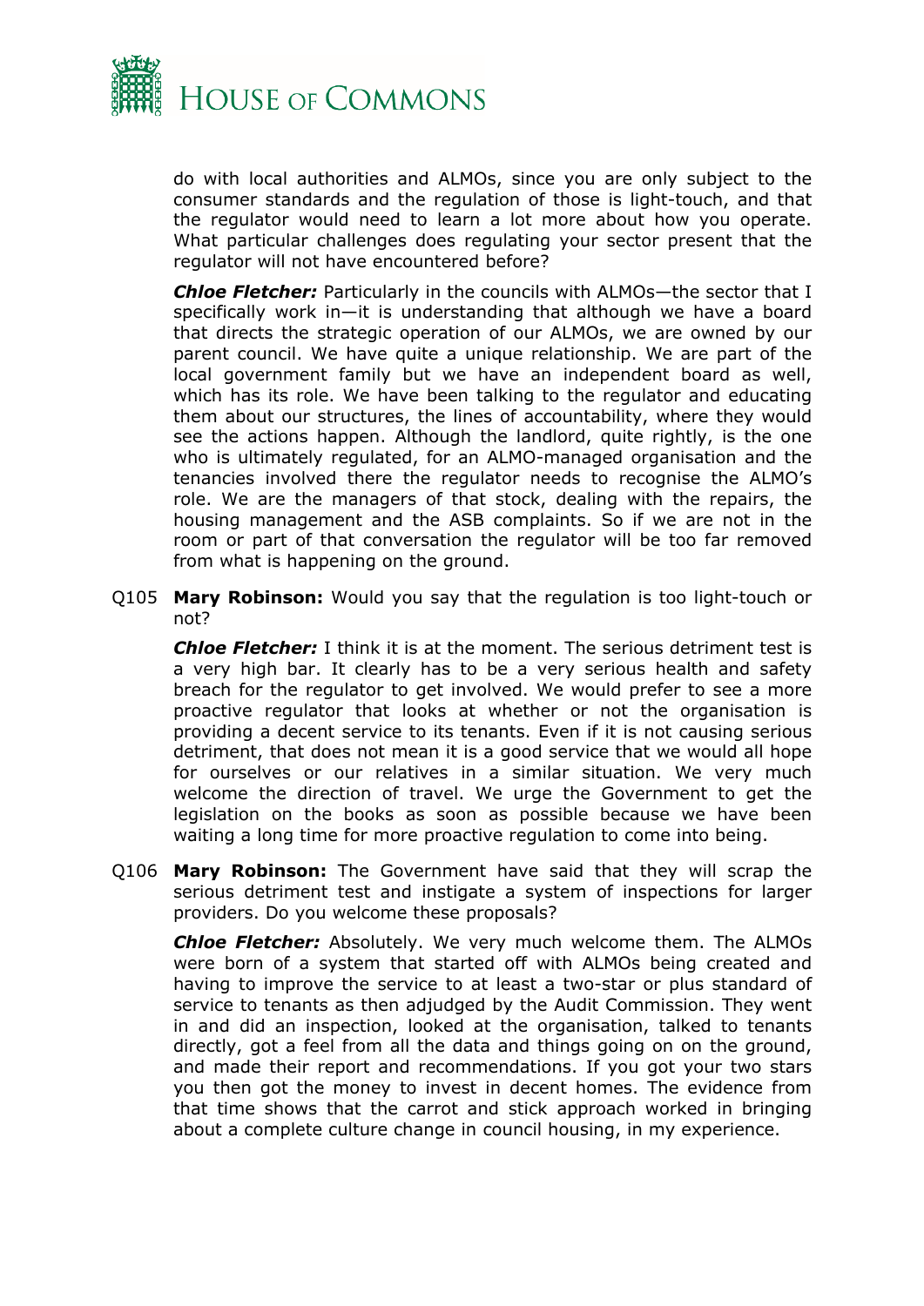do with local authorities and ALMOs, since you are only subject to the consumer standards and the regulation of those is light-touch, and that the regulator would need to learn a lot more about how you operate. What particular challenges does regulating your sector present that the regulator will not have encountered before?

***Chloe Fletcher:*** Particularly in the councils with ALMOs—the sector that I specifically work in—it is understanding that although we have a board that directs the strategic operation of our ALMOs, we are owned by our parent council. We have quite a unique relationship. We are part of the local government family but we have an independent board as well, which has its role. We have been talking to the regulator and educating them about our structures, the lines of accountability, where they would see the actions happen. Although the landlord, quite rightly, is the one who is ultimately regulated, for an ALMO-managed organisation and the tenancies involved there the regulator needs to recognise the ALMO's role. We are the managers of that stock, dealing with the repairs, the housing management and the ASB complaints. So if we are not in the room or part of that conversation the regulator will be too far removed from what is happening on the ground.

Q105 **Mary Robinson:** Would you say that the regulation is too light-touch or not?

***Chloe Fletcher:*** I think it is at the moment. The serious detriment test is a very high bar. It clearly has to be a very serious health and safety breach for the regulator to get involved. We would prefer to see a more proactive regulator that looks at whether or not the organisation is providing a decent service to its tenants. Even if it is not causing serious detriment, that does not mean it is a good service that we would all hope for ourselves or our relatives in a similar situation. We very much welcome the direction of travel. We urge the Government to get the legislation on the books as soon as possible because we have been waiting a long time for more proactive regulation to come into being.

Q106 **Mary Robinson:** The Government have said that they will scrap the serious detriment test and instigate a system of inspections for larger providers. Do you welcome these proposals?

***Chloe Fletcher:*** Absolutely. We very much welcome them. The ALMOs were born of a system that started off with ALMOs being created and having to improve the service to at least a two-star or plus standard of service to tenants as then adjudged by the Audit Commission. They went in and did an inspection, looked at the organisation, talked to tenants directly, got a feel from all the data and things going on on the ground, and made their report and recommendations. If you got your two stars you then got the money to invest in decent homes. The evidence from that time shows that the carrot and stick approach worked in bringing about a complete culture change in council housing, in my experience.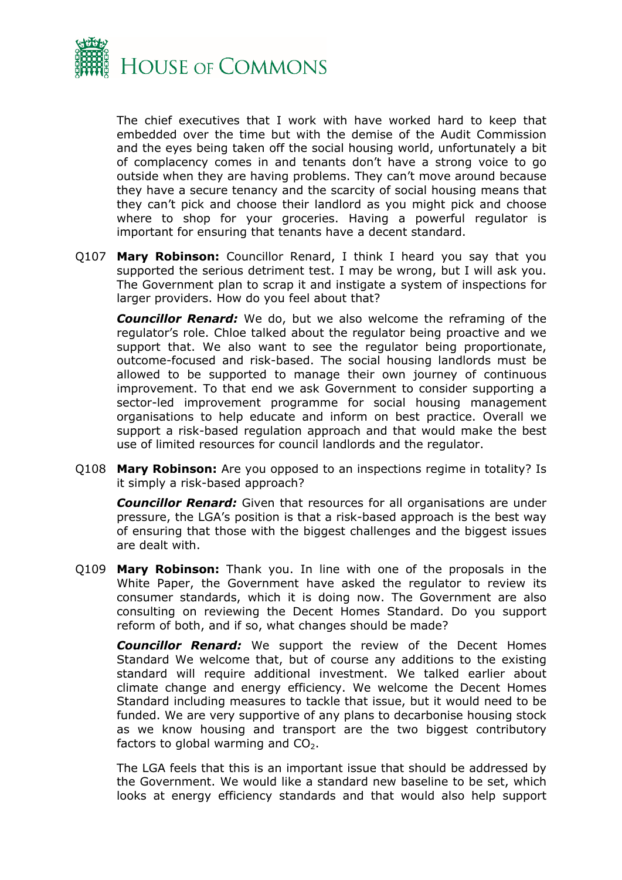The chief executives that I work with have worked hard to keep that embedded over the time but with the demise of the Audit Commission and the eyes being taken off the social housing world, unfortunately a bit of complacency comes in and tenants don't have a strong voice to go outside when they are having problems. They can't move around because they have a secure tenancy and the scarcity of social housing means that they can't pick and choose their landlord as you might pick and choose where to shop for your groceries. Having a powerful regulator is important for ensuring that tenants have a decent standard.

Q107 **Mary Robinson:** Councillor Renard, I think I heard you say that you supported the serious detriment test. I may be wrong, but I will ask you. The Government plan to scrap it and instigate a system of inspections for larger providers. How do you feel about that?

***Councillor Renard:*** We do, but we also welcome the reframing of the regulator's role. Chloe talked about the regulator being proactive and we support that. We also want to see the regulator being proportionate, outcome-focused and risk-based. The social housing landlords must be allowed to be supported to manage their own journey of continuous improvement. To that end we ask Government to consider supporting a sector-led improvement programme for social housing management organisations to help educate and inform on best practice. Overall we support a risk-based regulation approach and that would make the best use of limited resources for council landlords and the regulator.

Q108 **Mary Robinson:** Are you opposed to an inspections regime in totality? Is it simply a risk-based approach?

***Councillor Renard:*** Given that resources for all organisations are under pressure, the LGA's position is that a risk-based approach is the best way of ensuring that those with the biggest challenges and the biggest issues are dealt with.

Q109 **Mary Robinson:** Thank you. In line with one of the proposals in the White Paper, the Government have asked the regulator to review its consumer standards, which it is doing now. The Government are also consulting on reviewing the Decent Homes Standard. Do you support reform of both, and if so, what changes should be made?

***Councillor Renard:*** We support the review of the Decent Homes Standard We welcome that, but of course any additions to the existing standard will require additional investment. We talked earlier about climate change and energy efficiency. We welcome the Decent Homes Standard including measures to tackle that issue, but it would need to be funded. We are very supportive of any plans to decarbonise housing stock as we know housing and transport are the two biggest contributory factors to global warming and $CO_2$.

The LGA feels that this is an important issue that should be addressed by the Government. We would like a standard new baseline to be set, which looks at energy efficiency standards and that would also help support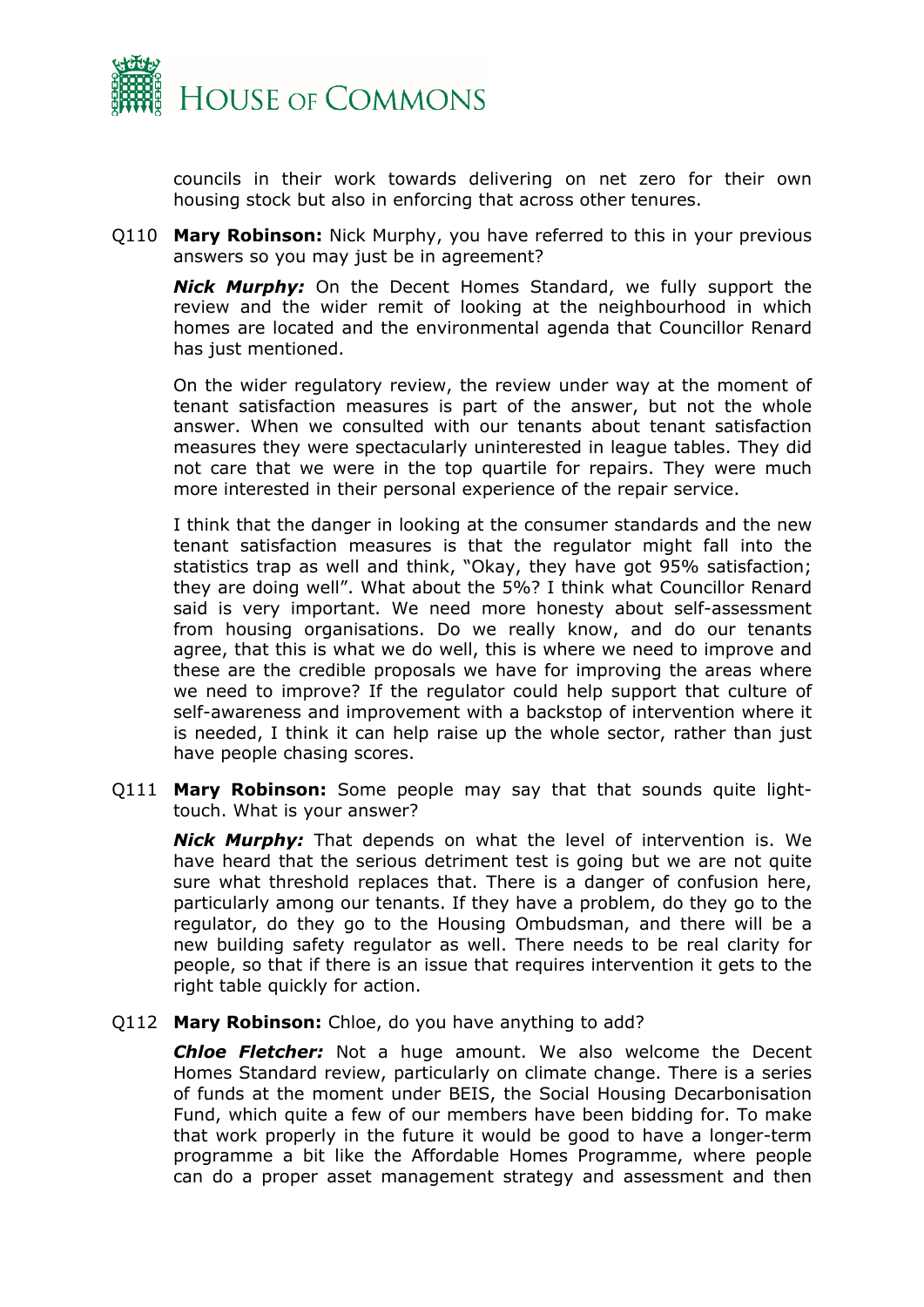councils in their work towards delivering on net zero for their own housing stock but also in enforcing that across other tenures.

Q110 **Mary Robinson:** Nick Murphy, you have referred to this in your previous answers so you may just be in agreement?

***Nick Murphy:*** On the Decent Homes Standard, we fully support the review and the wider remit of looking at the neighbourhood in which homes are located and the environmental agenda that Councillor Renard has just mentioned.

On the wider regulatory review, the review under way at the moment of tenant satisfaction measures is part of the answer, but not the whole answer. When we consulted with our tenants about tenant satisfaction measures they were spectacularly uninterested in league tables. They did not care that we were in the top quartile for repairs. They were much more interested in their personal experience of the repair service.

I think that the danger in looking at the consumer standards and the new tenant satisfaction measures is that the regulator might fall into the statistics trap as well and think, "Okay, they have got 95% satisfaction; they are doing well". What about the 5%? I think what Councillor Renard said is very important. We need more honesty about self-assessment from housing organisations. Do we really know, and do our tenants agree, that this is what we do well, this is where we need to improve and these are the credible proposals we have for improving the areas where we need to improve? If the regulator could help support that culture of self-awareness and improvement with a backstop of intervention where it is needed, I think it can help raise up the whole sector, rather than just have people chasing scores.

Q111 **Mary Robinson:** Some people may say that that sounds quite light-touch. What is your answer?

***Nick Murphy:*** That depends on what the level of intervention is. We have heard that the serious detriment test is going but we are not quite sure what threshold replaces that. There is a danger of confusion here, particularly among our tenants. If they have a problem, do they go to the regulator, do they go to the Housing Ombudsman, and there will be a new building safety regulator as well. There needs to be real clarity for people, so that if there is an issue that requires intervention it gets to the right table quickly for action.

Q112 **Mary Robinson:** Chloe, do you have anything to add?

***Chloe Fletcher:*** Not a huge amount. We also welcome the Decent Homes Standard review, particularly on climate change. There is a series of funds at the moment under BEIS, the Social Housing Decarbonisation Fund, which quite a few of our members have been bidding for. To make that work properly in the future it would be good to have a longer-term programme a bit like the Affordable Homes Programme, where people can do a proper asset management strategy and assessment and then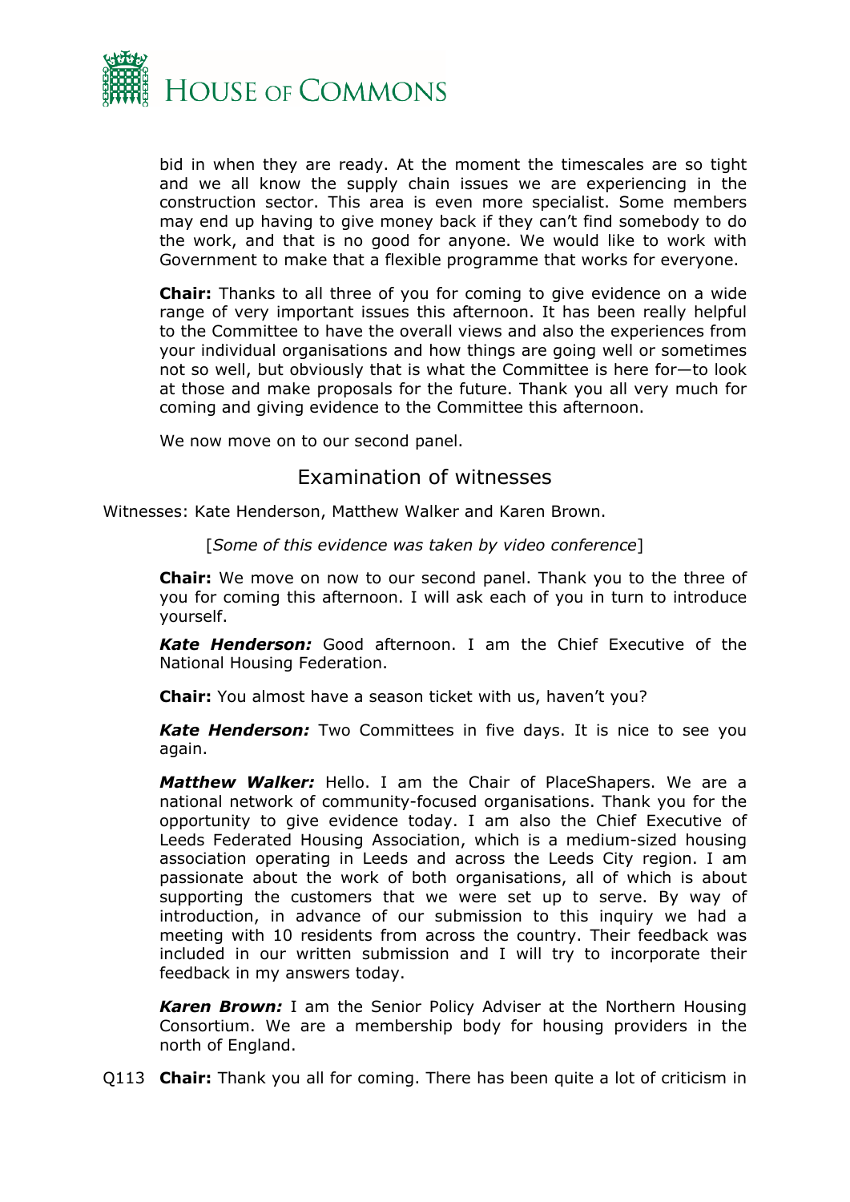bid in when they are ready. At the moment the timescales are so tight and we all know the supply chain issues we are experiencing in the construction sector. This area is even more specialist. Some members may end up having to give money back if they can't find somebody to do the work, and that is no good for anyone. We would like to work with Government to make that a flexible programme that works for everyone.

**Chair:** Thanks to all three of you for coming to give evidence on a wide range of very important issues this afternoon. It has been really helpful to the Committee to have the overall views and also the experiences from your individual organisations and how things are going well or sometimes not so well, but obviously that is what the Committee is here for—to look at those and make proposals for the future. Thank you all very much for coming and giving evidence to the Committee this afternoon.

We now move on to our second panel.

## Examination of witnesses

Witnesses: Kate Henderson, Matthew Walker and Karen Brown.

[*Some of this evidence was taken by video conference*]

**Chair:** We move on now to our second panel. Thank you to the three of you for coming this afternoon. I will ask each of you in turn to introduce yourself.

***Kate Henderson:*** Good afternoon. I am the Chief Executive of the National Housing Federation.

**Chair:** You almost have a season ticket with us, haven't you?

***Kate Henderson:*** Two Committees in five days. It is nice to see you again.

***Matthew Walker:*** Hello. I am the Chair of PlaceShapers. We are a national network of community-focused organisations. Thank you for the opportunity to give evidence today. I am also the Chief Executive of Leeds Federated Housing Association, which is a medium-sized housing association operating in Leeds and across the Leeds City region. I am passionate about the work of both organisations, all of which is about supporting the customers that we were set up to serve. By way of introduction, in advance of our submission to this inquiry we had a meeting with 10 residents from across the country. Their feedback was included in our written submission and I will try to incorporate their feedback in my answers today.

***Karen Brown:*** I am the Senior Policy Adviser at the Northern Housing Consortium. We are a membership body for housing providers in the north of England.

Q113 **Chair:** Thank you all for coming. There has been quite a lot of criticism in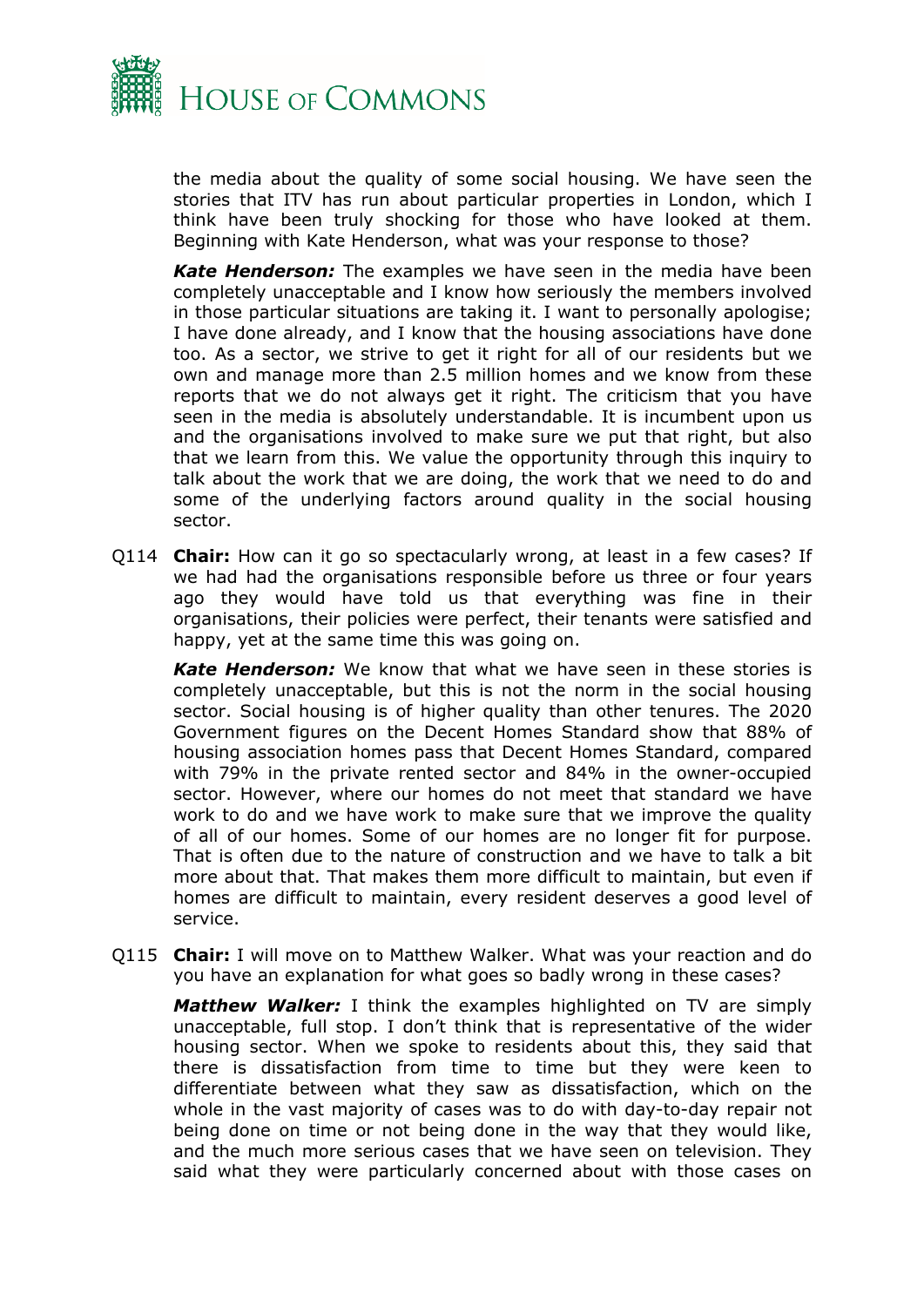the media about the quality of some social housing. We have seen the stories that ITV has run about particular properties in London, which I think have been truly shocking for those who have looked at them. Beginning with Kate Henderson, what was your response to those?

***Kate Henderson:*** The examples we have seen in the media have been completely unacceptable and I know how seriously the members involved in those particular situations are taking it. I want to personally apologise; I have done already, and I know that the housing associations have done too. As a sector, we strive to get it right for all of our residents but we own and manage more than 2.5 million homes and we know from these reports that we do not always get it right. The criticism that you have seen in the media is absolutely understandable. It is incumbent upon us and the organisations involved to make sure we put that right, but also that we learn from this. We value the opportunity through this inquiry to talk about the work that we are doing, the work that we need to do and some of the underlying factors around quality in the social housing sector.

Q114 **Chair:** How can it go so spectacularly wrong, at least in a few cases? If we had had the organisations responsible before us three or four years ago they would have told us that everything was fine in their organisations, their policies were perfect, their tenants were satisfied and happy, yet at the same time this was going on.

***Kate Henderson:*** We know that what we have seen in these stories is completely unacceptable, but this is not the norm in the social housing sector. Social housing is of higher quality than other tenures. The 2020 Government figures on the Decent Homes Standard show that 88% of housing association homes pass that Decent Homes Standard, compared with 79% in the private rented sector and 84% in the owner-occupied sector. However, where our homes do not meet that standard we have work to do and we have work to make sure that we improve the quality of all of our homes. Some of our homes are no longer fit for purpose. That is often due to the nature of construction and we have to talk a bit more about that. That makes them more difficult to maintain, but even if homes are difficult to maintain, every resident deserves a good level of service.

Q115 **Chair:** I will move on to Matthew Walker. What was your reaction and do you have an explanation for what goes so badly wrong in these cases?

***Matthew Walker:*** I think the examples highlighted on TV are simply unacceptable, full stop. I don't think that is representative of the wider housing sector. When we spoke to residents about this, they said that there is dissatisfaction from time to time but they were keen to differentiate between what they saw as dissatisfaction, which on the whole in the vast majority of cases was to do with day-to-day repair not being done on time or not being done in the way that they would like, and the much more serious cases that we have seen on television. They said what they were particularly concerned about with those cases on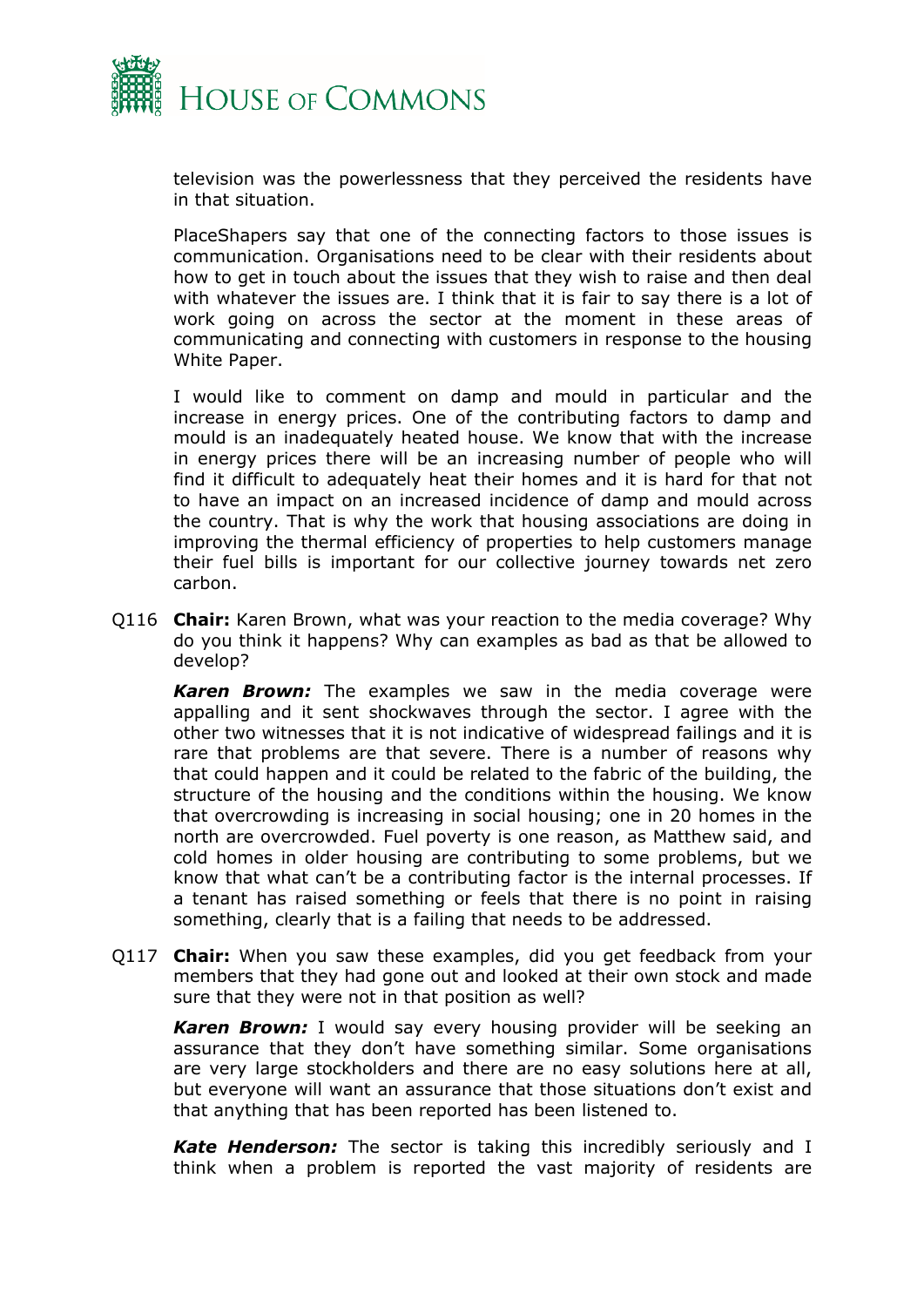television was the powerlessness that they perceived the residents have in that situation.

PlaceShapers say that one of the connecting factors to those issues is communication. Organisations need to be clear with their residents about how to get in touch about the issues that they wish to raise and then deal with whatever the issues are. I think that it is fair to say there is a lot of work going on across the sector at the moment in these areas of communicating and connecting with customers in response to the housing White Paper.

I would like to comment on damp and mould in particular and the increase in energy prices. One of the contributing factors to damp and mould is an inadequately heated house. We know that with the increase in energy prices there will be an increasing number of people who will find it difficult to adequately heat their homes and it is hard for that not to have an impact on an increased incidence of damp and mould across the country. That is why the work that housing associations are doing in improving the thermal efficiency of properties to help customers manage their fuel bills is important for our collective journey towards net zero carbon.

Q116 **Chair:** Karen Brown, what was your reaction to the media coverage? Why do you think it happens? Why can examples as bad as that be allowed to develop?

***Karen Brown:*** The examples we saw in the media coverage were appalling and it sent shockwaves through the sector. I agree with the other two witnesses that it is not indicative of widespread failings and it is rare that problems are that severe. There is a number of reasons why that could happen and it could be related to the fabric of the building, the structure of the housing and the conditions within the housing. We know that overcrowding is increasing in social housing; one in 20 homes in the north are overcrowded. Fuel poverty is one reason, as Matthew said, and cold homes in older housing are contributing to some problems, but we know that what can't be a contributing factor is the internal processes. If a tenant has raised something or feels that there is no point in raising something, clearly that is a failing that needs to be addressed.

Q117 **Chair:** When you saw these examples, did you get feedback from your members that they had gone out and looked at their own stock and made sure that they were not in that position as well?

***Karen Brown:*** I would say every housing provider will be seeking an assurance that they don't have something similar. Some organisations are very large stockholders and there are no easy solutions here at all, but everyone will want an assurance that those situations don't exist and that anything that has been reported has been listened to.

***Kate Henderson:*** The sector is taking this incredibly seriously and I think when a problem is reported the vast majority of residents are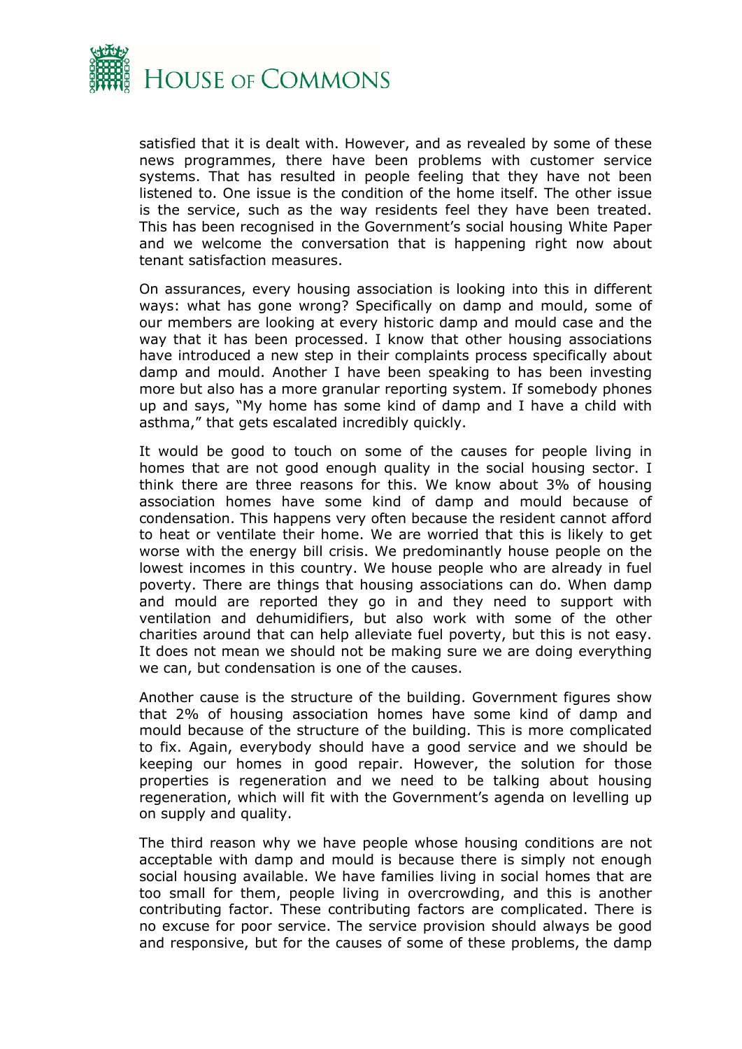satisfied that it is dealt with. However, and as revealed by some of these news programmes, there have been problems with customer service systems. That has resulted in people feeling that they have not been listened to. One issue is the condition of the home itself. The other issue is the service, such as the way residents feel they have been treated. This has been recognised in the Government's social housing White Paper and we welcome the conversation that is happening right now about tenant satisfaction measures.

On assurances, every housing association is looking into this in different ways: what has gone wrong? Specifically on damp and mould, some of our members are looking at every historic damp and mould case and the way that it has been processed. I know that other housing associations have introduced a new step in their complaints process specifically about damp and mould. Another I have been speaking to has been investing more but also has a more granular reporting system. If somebody phones up and says, "My home has some kind of damp and I have a child with asthma," that gets escalated incredibly quickly.

It would be good to touch on some of the causes for people living in homes that are not good enough quality in the social housing sector. I think there are three reasons for this. We know about 3% of housing association homes have some kind of damp and mould because of condensation. This happens very often because the resident cannot afford to heat or ventilate their home. We are worried that this is likely to get worse with the energy bill crisis. We predominantly house people on the lowest incomes in this country. We house people who are already in fuel poverty. There are things that housing associations can do. When damp and mould are reported they go in and they need to support with ventilation and dehumidifiers, but also work with some of the other charities around that can help alleviate fuel poverty, but this is not easy. It does not mean we should not be making sure we are doing everything we can, but condensation is one of the causes.

Another cause is the structure of the building. Government figures show that 2% of housing association homes have some kind of damp and mould because of the structure of the building. This is more complicated to fix. Again, everybody should have a good service and we should be keeping our homes in good repair. However, the solution for those properties is regeneration and we need to be talking about housing regeneration, which will fit with the Government's agenda on levelling up on supply and quality.

The third reason why we have people whose housing conditions are not acceptable with damp and mould is because there is simply not enough social housing available. We have families living in social homes that are too small for them, people living in overcrowding, and this is another contributing factor. These contributing factors are complicated. There is no excuse for poor service. The service provision should always be good and responsive, but for the causes of some of these problems, the damp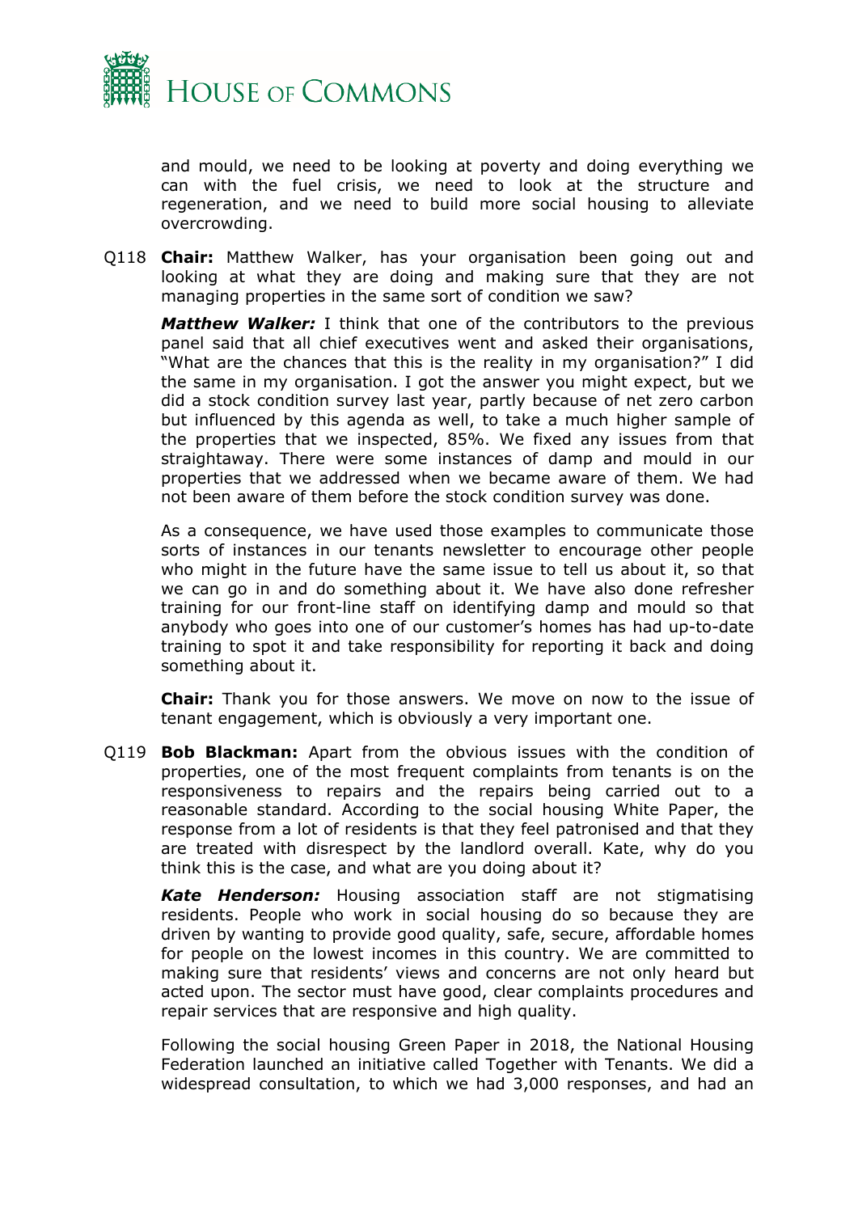and mould, we need to be looking at poverty and doing everything we can with the fuel crisis, we need to look at the structure and regeneration, and we need to build more social housing to alleviate overcrowding.

Q118 **Chair:** Matthew Walker, has your organisation been going out and looking at what they are doing and making sure that they are not managing properties in the same sort of condition we saw?

***Matthew Walker:*** I think that one of the contributors to the previous panel said that all chief executives went and asked their organisations, "What are the chances that this is the reality in my organisation?" I did the same in my organisation. I got the answer you might expect, but we did a stock condition survey last year, partly because of net zero carbon but influenced by this agenda as well, to take a much higher sample of the properties that we inspected, 85%. We fixed any issues from that straightaway. There were some instances of damp and mould in our properties that we addressed when we became aware of them. We had not been aware of them before the stock condition survey was done.

As a consequence, we have used those examples to communicate those sorts of instances in our tenants newsletter to encourage other people who might in the future have the same issue to tell us about it, so that we can go in and do something about it. We have also done refresher training for our front-line staff on identifying damp and mould so that anybody who goes into one of our customer's homes has had up-to-date training to spot it and take responsibility for reporting it back and doing something about it.

**Chair:** Thank you for those answers. We move on now to the issue of tenant engagement, which is obviously a very important one.

Q119 **Bob Blackman:** Apart from the obvious issues with the condition of properties, one of the most frequent complaints from tenants is on the responsiveness to repairs and the repairs being carried out to a reasonable standard. According to the social housing White Paper, the response from a lot of residents is that they feel patronised and that they are treated with disrespect by the landlord overall. Kate, why do you think this is the case, and what are you doing about it?

***Kate Henderson:*** Housing association staff are not stigmatising residents. People who work in social housing do so because they are driven by wanting to provide good quality, safe, secure, affordable homes for people on the lowest incomes in this country. We are committed to making sure that residents' views and concerns are not only heard but acted upon. The sector must have good, clear complaints procedures and repair services that are responsive and high quality.

Following the social housing Green Paper in 2018, the National Housing Federation launched an initiative called Together with Tenants. We did a widespread consultation, to which we had 3,000 responses, and had an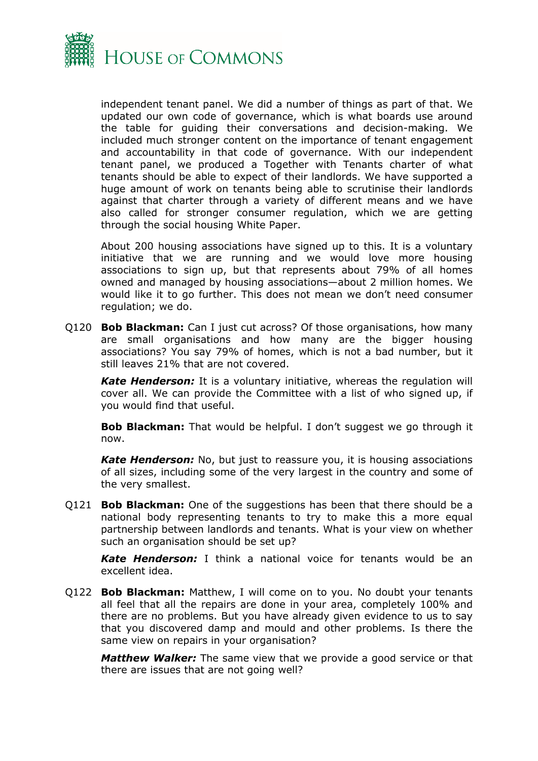independent tenant panel. We did a number of things as part of that. We updated our own code of governance, which is what boards use around the table for guiding their conversations and decision-making. We included much stronger content on the importance of tenant engagement and accountability in that code of governance. With our independent tenant panel, we produced a Together with Tenants charter of what tenants should be able to expect of their landlords. We have supported a huge amount of work on tenants being able to scrutinise their landlords against that charter through a variety of different means and we have also called for stronger consumer regulation, which we are getting through the social housing White Paper.

About 200 housing associations have signed up to this. It is a voluntary initiative that we are running and we would love more housing associations to sign up, but that represents about 79% of all homes owned and managed by housing associations—about 2 million homes. We would like it to go further. This does not mean we don't need consumer regulation; we do.

Q120 **Bob Blackman:** Can I just cut across? Of those organisations, how many are small organisations and how many are the bigger housing associations? You say 79% of homes, which is not a bad number, but it still leaves 21% that are not covered.

***Kate Henderson:*** It is a voluntary initiative, whereas the regulation will cover all. We can provide the Committee with a list of who signed up, if you would find that useful.

**Bob Blackman:** That would be helpful. I don't suggest we go through it now.

***Kate Henderson:*** No, but just to reassure you, it is housing associations of all sizes, including some of the very largest in the country and some of the very smallest.

Q121 **Bob Blackman:** One of the suggestions has been that there should be a national body representing tenants to try to make this a more equal partnership between landlords and tenants. What is your view on whether such an organisation should be set up?

***Kate Henderson:*** I think a national voice for tenants would be an excellent idea.

Q122 **Bob Blackman:** Matthew, I will come on to you. No doubt your tenants all feel that all the repairs are done in your area, completely 100% and there are no problems. But you have already given evidence to us to say that you discovered damp and mould and other problems. Is there the same view on repairs in your organisation?

***Matthew Walker:*** The same view that we provide a good service or that there are issues that are not going well?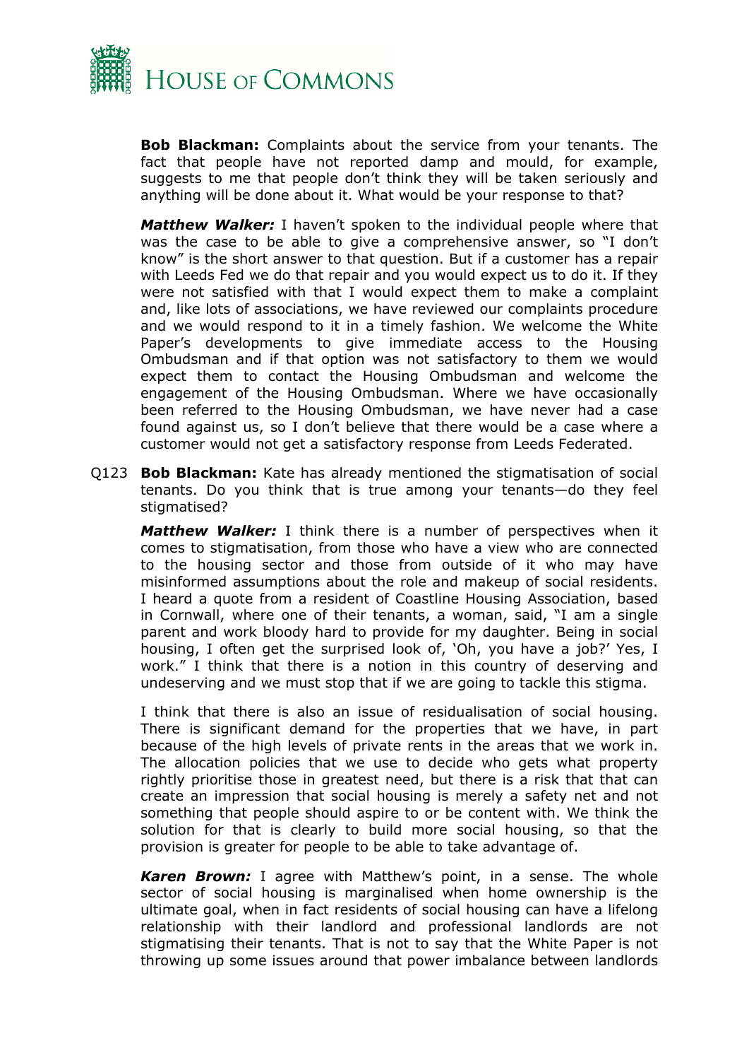**Bob Blackman:** Complaints about the service from your tenants. The fact that people have not reported damp and mould, for example, suggests to me that people don't think they will be taken seriously and anything will be done about it. What would be your response to that?

***Matthew Walker:*** I haven't spoken to the individual people where that was the case to be able to give a comprehensive answer, so "I don't know" is the short answer to that question. But if a customer has a repair with Leeds Fed we do that repair and you would expect us to do it. If they were not satisfied with that I would expect them to make a complaint and, like lots of associations, we have reviewed our complaints procedure and we would respond to it in a timely fashion. We welcome the White Paper's developments to give immediate access to the Housing Ombudsman and if that option was not satisfactory to them we would expect them to contact the Housing Ombudsman and welcome the engagement of the Housing Ombudsman. Where we have occasionally been referred to the Housing Ombudsman, we have never had a case found against us, so I don't believe that there would be a case where a customer would not get a satisfactory response from Leeds Federated.

Q123 **Bob Blackman:** Kate has already mentioned the stigmatisation of social tenants. Do you think that is true among your tenants—do they feel stigmatised?

***Matthew Walker:*** I think there is a number of perspectives when it comes to stigmatisation, from those who have a view who are connected to the housing sector and those from outside of it who may have misinformed assumptions about the role and makeup of social residents. I heard a quote from a resident of Coastline Housing Association, based in Cornwall, where one of their tenants, a woman, said, "I am a single parent and work bloody hard to provide for my daughter. Being in social housing, I often get the surprised look of, 'Oh, you have a job?' Yes, I work." I think that there is a notion in this country of deserving and undeserving and we must stop that if we are going to tackle this stigma.

I think that there is also an issue of residualisation of social housing. There is significant demand for the properties that we have, in part because of the high levels of private rents in the areas that we work in. The allocation policies that we use to decide who gets what property rightly prioritise those in greatest need, but there is a risk that that can create an impression that social housing is merely a safety net and not something that people should aspire to or be content with. We think the solution for that is clearly to build more social housing, so that the provision is greater for people to be able to take advantage of.

***Karen Brown:*** I agree with Matthew's point, in a sense. The whole sector of social housing is marginalised when home ownership is the ultimate goal, when in fact residents of social housing can have a lifelong relationship with their landlord and professional landlords are not stigmatising their tenants. That is not to say that the White Paper is not throwing up some issues around that power imbalance between landlords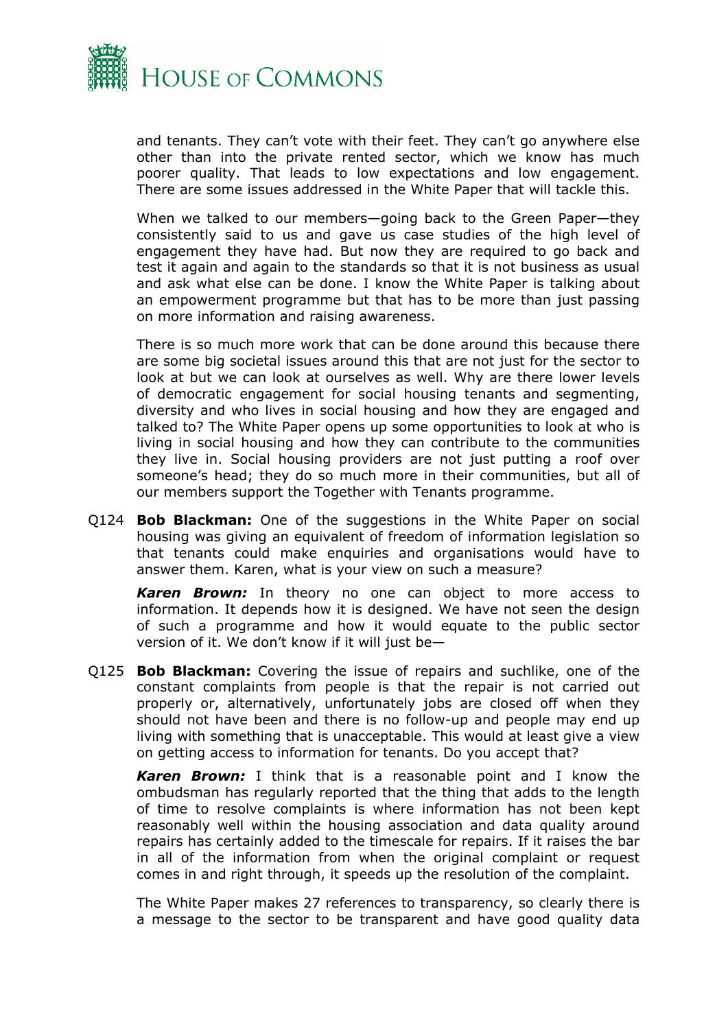and tenants. They can't vote with their feet. They can't go anywhere else other than into the private rented sector, which we know has much poorer quality. That leads to low expectations and low engagement. There are some issues addressed in the White Paper that will tackle this.

When we talked to our members—going back to the Green Paper—they consistently said to us and gave us case studies of the high level of engagement they have had. But now they are required to go back and test it again and again to the standards so that it is not business as usual and ask what else can be done. I know the White Paper is talking about an empowerment programme but that has to be more than just passing on more information and raising awareness.

There is so much more work that can be done around this because there are some big societal issues around this that are not just for the sector to look at but we can look at ourselves as well. Why are there lower levels of democratic engagement for social housing tenants and segmenting, diversity and who lives in social housing and how they are engaged and talked to? The White Paper opens up some opportunities to look at who is living in social housing and how they can contribute to the communities they live in. Social housing providers are not just putting a roof over someone's head; they do so much more in their communities, but all of our members support the Together with Tenants programme.

Q124 **Bob Blackman:** One of the suggestions in the White Paper on social housing was giving an equivalent of freedom of information legislation so that tenants could make enquiries and organisations would have to answer them. Karen, what is your view on such a measure?

***Karen Brown:*** In theory no one can object to more access to information. It depends how it is designed. We have not seen the design of such a programme and how it would equate to the public sector version of it. We don't know if it will just be—

Q125 **Bob Blackman:** Covering the issue of repairs and suchlike, one of the constant complaints from people is that the repair is not carried out properly or, alternatively, unfortunately jobs are closed off when they should not have been and there is no follow-up and people may end up living with something that is unacceptable. This would at least give a view on getting access to information for tenants. Do you accept that?

***Karen Brown:*** I think that is a reasonable point and I know the ombudsman has regularly reported that the thing that adds to the length of time to resolve complaints is where information has not been kept reasonably well within the housing association and data quality around repairs has certainly added to the timescale for repairs. If it raises the bar in all of the information from when the original complaint or request comes in and right through, it speeds up the resolution of the complaint.

The White Paper makes 27 references to transparency, so clearly there is a message to the sector to be transparent and have good quality data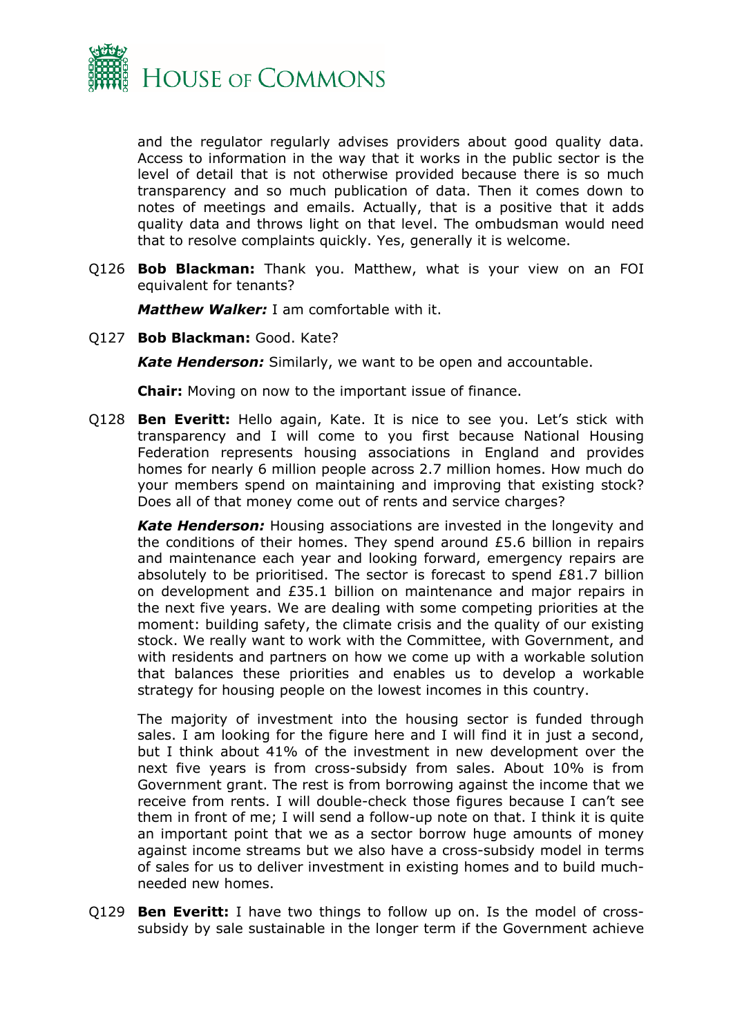and the regulator regularly advises providers about good quality data. Access to information in the way that it works in the public sector is the level of detail that is not otherwise provided because there is so much transparency and so much publication of data. Then it comes down to notes of meetings and emails. Actually, that is a positive that it adds quality data and throws light on that level. The ombudsman would need that to resolve complaints quickly. Yes, generally it is welcome.

Q126 **Bob Blackman:** Thank you. Matthew, what is your view on an FOI equivalent for tenants?

***Matthew Walker:*** I am comfortable with it.

Q127 **Bob Blackman:** Good. Kate?

***Kate Henderson:*** Similarly, we want to be open and accountable.

**Chair:** Moving on now to the important issue of finance.

Q128 **Ben Everitt:** Hello again, Kate. It is nice to see you. Let's stick with transparency and I will come to you first because National Housing Federation represents housing associations in England and provides homes for nearly 6 million people across 2.7 million homes. How much do your members spend on maintaining and improving that existing stock? Does all of that money come out of rents and service charges?

***Kate Henderson:*** Housing associations are invested in the longevity and the conditions of their homes. They spend around £5.6 billion in repairs and maintenance each year and looking forward, emergency repairs are absolutely to be prioritised. The sector is forecast to spend £81.7 billion on development and £35.1 billion on maintenance and major repairs in the next five years. We are dealing with some competing priorities at the moment: building safety, the climate crisis and the quality of our existing stock. We really want to work with the Committee, with Government, and with residents and partners on how we come up with a workable solution that balances these priorities and enables us to develop a workable strategy for housing people on the lowest incomes in this country.

The majority of investment into the housing sector is funded through sales. I am looking for the figure here and I will find it in just a second, but I think about 41% of the investment in new development over the next five years is from cross-subsidy from sales. About 10% is from Government grant. The rest is from borrowing against the income that we receive from rents. I will double-check those figures because I can't see them in front of me; I will send a follow-up note on that. I think it is quite an important point that we as a sector borrow huge amounts of money against income streams but we also have a cross-subsidy model in terms of sales for us to deliver investment in existing homes and to build much-needed new homes.

Q129 **Ben Everitt:** I have two things to follow up on. Is the model of cross-subsidy by sale sustainable in the longer term if the Government achieve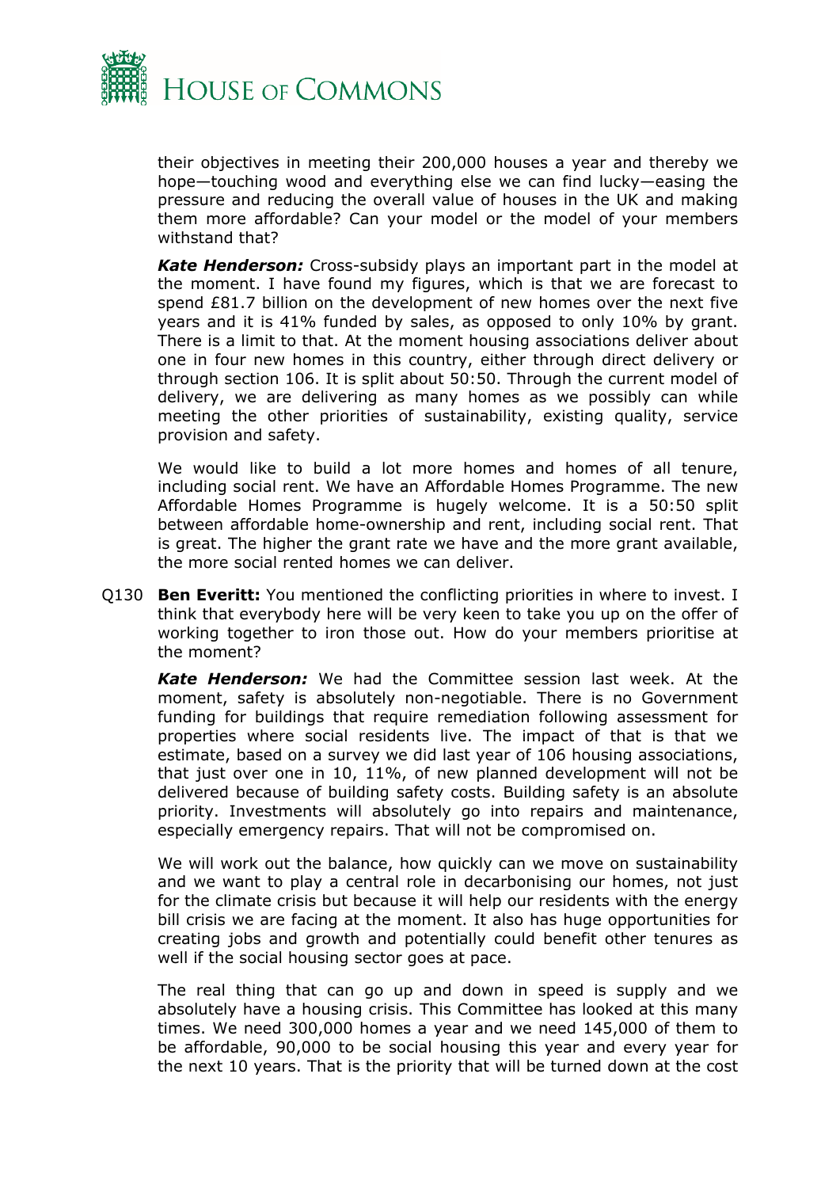their objectives in meeting their 200,000 houses a year and thereby we hope—touching wood and everything else we can find lucky—easing the pressure and reducing the overall value of houses in the UK and making them more affordable? Can your model or the model of your members withstand that?

***Kate Henderson:*** Cross-subsidy plays an important part in the model at the moment. I have found my figures, which is that we are forecast to spend £81.7 billion on the development of new homes over the next five years and it is 41% funded by sales, as opposed to only 10% by grant. There is a limit to that. At the moment housing associations deliver about one in four new homes in this country, either through direct delivery or through section 106. It is split about 50:50. Through the current model of delivery, we are delivering as many homes as we possibly can while meeting the other priorities of sustainability, existing quality, service provision and safety.

We would like to build a lot more homes and homes of all tenure, including social rent. We have an Affordable Homes Programme. The new Affordable Homes Programme is hugely welcome. It is a 50:50 split between affordable home-ownership and rent, including social rent. That is great. The higher the grant rate we have and the more grant available, the more social rented homes we can deliver.

Q130 **Ben Everitt:** You mentioned the conflicting priorities in where to invest. I think that everybody here will be very keen to take you up on the offer of working together to iron those out. How do your members prioritise at the moment?

***Kate Henderson:*** We had the Committee session last week. At the moment, safety is absolutely non-negotiable. There is no Government funding for buildings that require remediation following assessment for properties where social residents live. The impact of that is that we estimate, based on a survey we did last year of 106 housing associations, that just over one in 10, 11%, of new planned development will not be delivered because of building safety costs. Building safety is an absolute priority. Investments will absolutely go into repairs and maintenance, especially emergency repairs. That will not be compromised on.

We will work out the balance, how quickly can we move on sustainability and we want to play a central role in decarbonising our homes, not just for the climate crisis but because it will help our residents with the energy bill crisis we are facing at the moment. It also has huge opportunities for creating jobs and growth and potentially could benefit other tenures as well if the social housing sector goes at pace.

The real thing that can go up and down in speed is supply and we absolutely have a housing crisis. This Committee has looked at this many times. We need 300,000 homes a year and we need 145,000 of them to be affordable, 90,000 to be social housing this year and every year for the next 10 years. That is the priority that will be turned down at the cost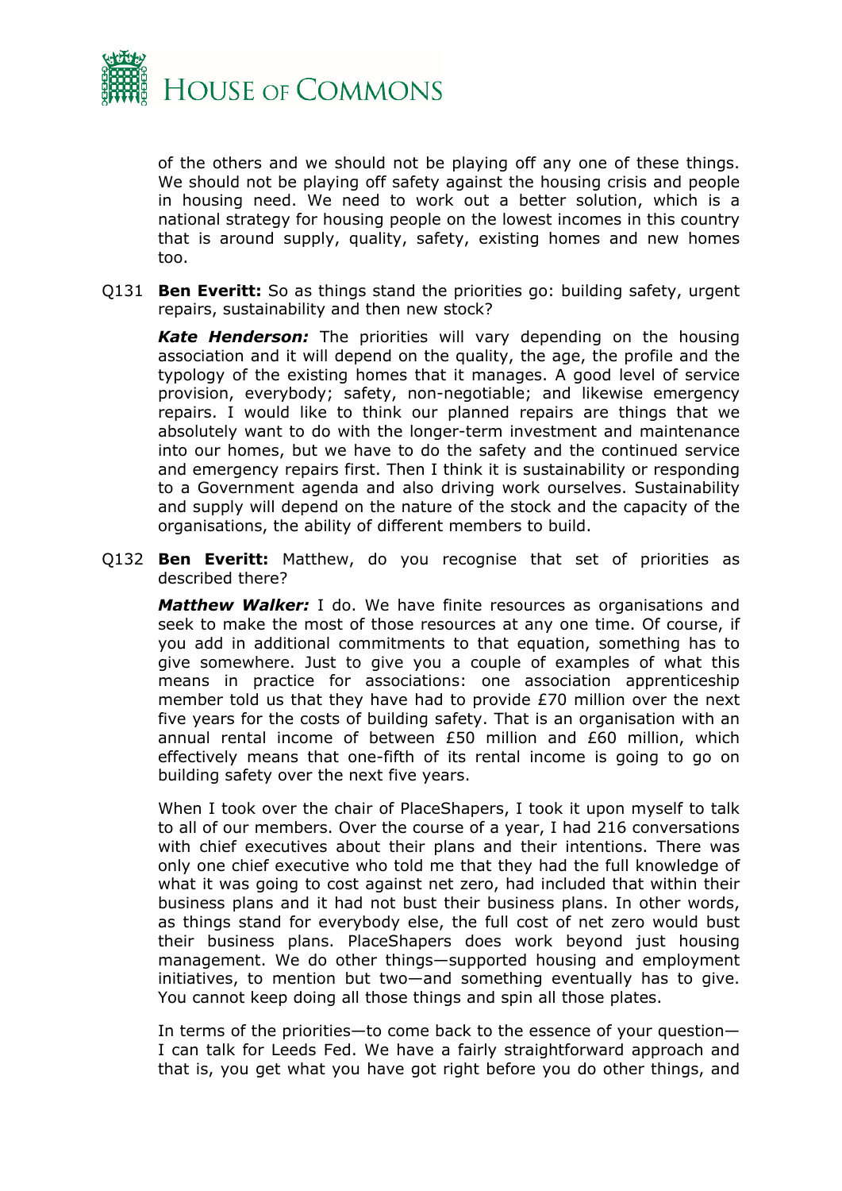of the others and we should not be playing off any one of these things. We should not be playing off safety against the housing crisis and people in housing need. We need to work out a better solution, which is a national strategy for housing people on the lowest incomes in this country that is around supply, quality, safety, existing homes and new homes too.

Q131 **Ben Everitt:** So as things stand the priorities go: building safety, urgent repairs, sustainability and then new stock?

***Kate Henderson:*** The priorities will vary depending on the housing association and it will depend on the quality, the age, the profile and the typology of the existing homes that it manages. A good level of service provision, everybody; safety, non-negotiable; and likewise emergency repairs. I would like to think our planned repairs are things that we absolutely want to do with the longer-term investment and maintenance into our homes, but we have to do the safety and the continued service and emergency repairs first. Then I think it is sustainability or responding to a Government agenda and also driving work ourselves. Sustainability and supply will depend on the nature of the stock and the capacity of the organisations, the ability of different members to build.

Q132 **Ben Everitt:** Matthew, do you recognise that set of priorities as described there?

***Matthew Walker:*** I do. We have finite resources as organisations and seek to make the most of those resources at any one time. Of course, if you add in additional commitments to that equation, something has to give somewhere. Just to give you a couple of examples of what this means in practice for associations: one association apprenticeship member told us that they have had to provide £70 million over the next five years for the costs of building safety. That is an organisation with an annual rental income of between £50 million and £60 million, which effectively means that one-fifth of its rental income is going to go on building safety over the next five years.

When I took over the chair of PlaceShapers, I took it upon myself to talk to all of our members. Over the course of a year, I had 216 conversations with chief executives about their plans and their intentions. There was only one chief executive who told me that they had the full knowledge of what it was going to cost against net zero, had included that within their business plans and it had not bust their business plans. In other words, as things stand for everybody else, the full cost of net zero would bust their business plans. PlaceShapers does work beyond just housing management. We do other things—supported housing and employment initiatives, to mention but two—and something eventually has to give. You cannot keep doing all those things and spin all those plates.

In terms of the priorities—to come back to the essence of your question—I can talk for Leeds Fed. We have a fairly straightforward approach and that is, you get what you have got right before you do other things, and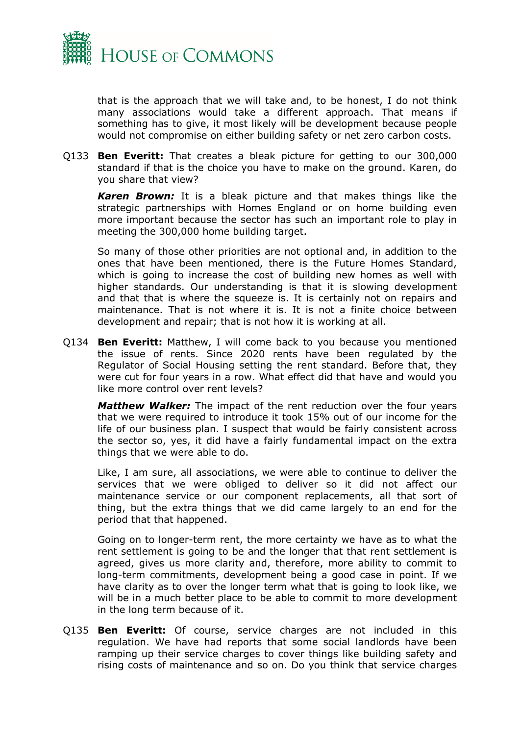that is the approach that we will take and, to be honest, I do not think many associations would take a different approach. That means if something has to give, it most likely will be development because people would not compromise on either building safety or net zero carbon costs.

Q133 **Ben Everitt:** That creates a bleak picture for getting to our 300,000 standard if that is the choice you have to make on the ground. Karen, do you share that view?

***Karen Brown:*** It is a bleak picture and that makes things like the strategic partnerships with Homes England or on home building even more important because the sector has such an important role to play in meeting the 300,000 home building target.

So many of those other priorities are not optional and, in addition to the ones that have been mentioned, there is the Future Homes Standard, which is going to increase the cost of building new homes as well with higher standards. Our understanding is that it is slowing development and that that is where the squeeze is. It is certainly not on repairs and maintenance. That is not where it is. It is not a finite choice between development and repair; that is not how it is working at all.

Q134 **Ben Everitt:** Matthew, I will come back to you because you mentioned the issue of rents. Since 2020 rents have been regulated by the Regulator of Social Housing setting the rent standard. Before that, they were cut for four years in a row. What effect did that have and would you like more control over rent levels?

***Matthew Walker:*** The impact of the rent reduction over the four years that we were required to introduce it took 15% out of our income for the life of our business plan. I suspect that would be fairly consistent across the sector so, yes, it did have a fairly fundamental impact on the extra things that we were able to do.

Like, I am sure, all associations, we were able to continue to deliver the services that we were obliged to deliver so it did not affect our maintenance service or our component replacements, all that sort of thing, but the extra things that we did came largely to an end for the period that that happened.

Going on to longer-term rent, the more certainty we have as to what the rent settlement is going to be and the longer that that rent settlement is agreed, gives us more clarity and, therefore, more ability to commit to long-term commitments, development being a good case in point. If we have clarity as to over the longer term what that is going to look like, we will be in a much better place to be able to commit to more development in the long term because of it.

Q135 **Ben Everitt:** Of course, service charges are not included in this regulation. We have had reports that some social landlords have been ramping up their service charges to cover things like building safety and rising costs of maintenance and so on. Do you think that service charges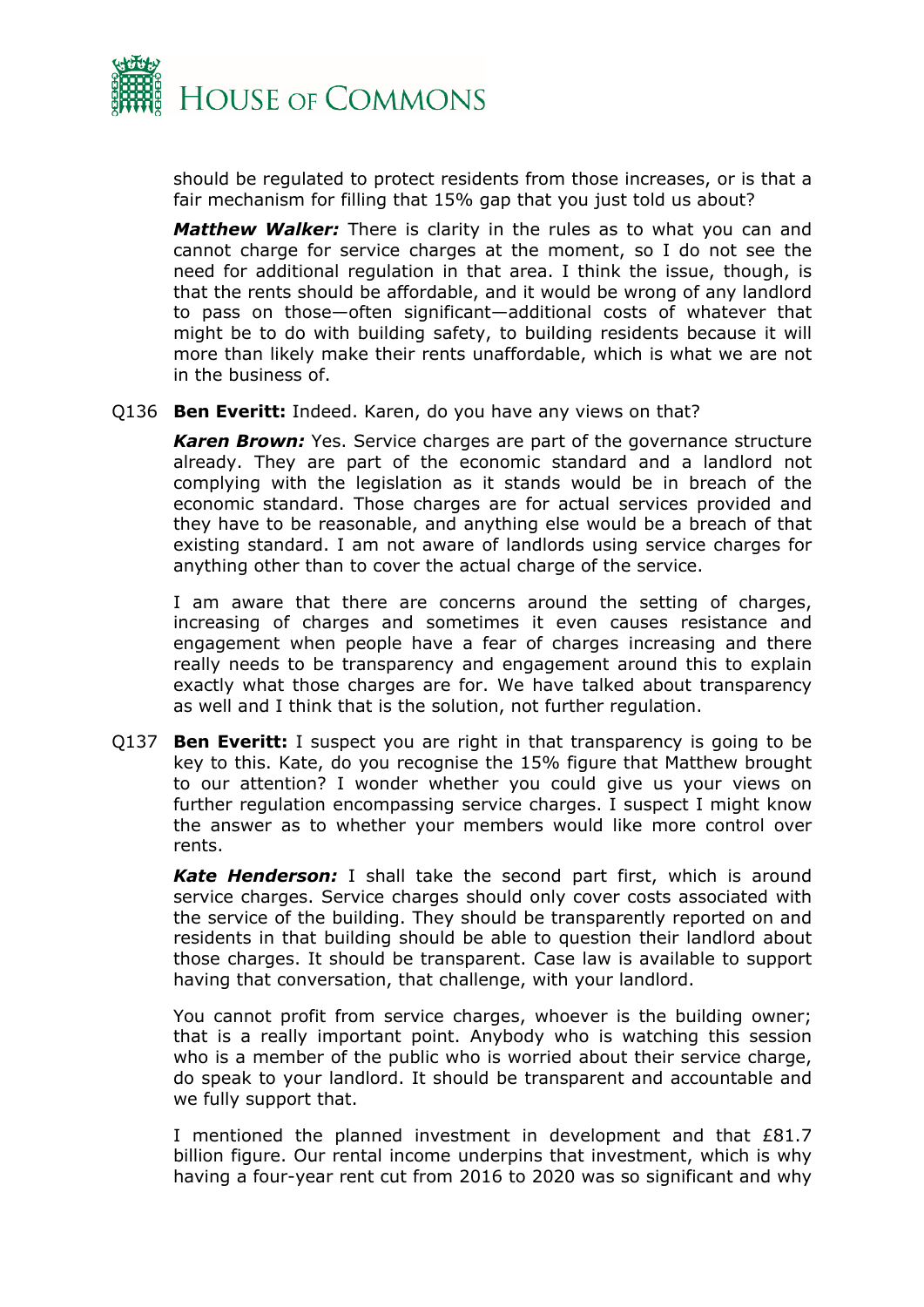should be regulated to protect residents from those increases, or is that a fair mechanism for filling that 15% gap that you just told us about?

***Matthew Walker:*** There is clarity in the rules as to what you can and cannot charge for service charges at the moment, so I do not see the need for additional regulation in that area. I think the issue, though, is that the rents should be affordable, and it would be wrong of any landlord to pass on those—often significant—additional costs of whatever that might be to do with building safety, to building residents because it will more than likely make their rents unaffordable, which is what we are not in the business of.

Q136 **Ben Everitt:** Indeed. Karen, do you have any views on that?

***Karen Brown:*** Yes. Service charges are part of the governance structure already. They are part of the economic standard and a landlord not complying with the legislation as it stands would be in breach of the economic standard. Those charges are for actual services provided and they have to be reasonable, and anything else would be a breach of that existing standard. I am not aware of landlords using service charges for anything other than to cover the actual charge of the service.

I am aware that there are concerns around the setting of charges, increasing of charges and sometimes it even causes resistance and engagement when people have a fear of charges increasing and there really needs to be transparency and engagement around this to explain exactly what those charges are for. We have talked about transparency as well and I think that is the solution, not further regulation.

Q137 **Ben Everitt:** I suspect you are right in that transparency is going to be key to this. Kate, do you recognise the 15% figure that Matthew brought to our attention? I wonder whether you could give us your views on further regulation encompassing service charges. I suspect I might know the answer as to whether your members would like more control over rents.

***Kate Henderson:*** I shall take the second part first, which is around service charges. Service charges should only cover costs associated with the service of the building. They should be transparently reported on and residents in that building should be able to question their landlord about those charges. It should be transparent. Case law is available to support having that conversation, that challenge, with your landlord.

You cannot profit from service charges, whoever is the building owner; that is a really important point. Anybody who is watching this session who is a member of the public who is worried about their service charge, do speak to your landlord. It should be transparent and accountable and we fully support that.

I mentioned the planned investment in development and that £81.7 billion figure. Our rental income underpins that investment, which is why having a four-year rent cut from 2016 to 2020 was so significant and why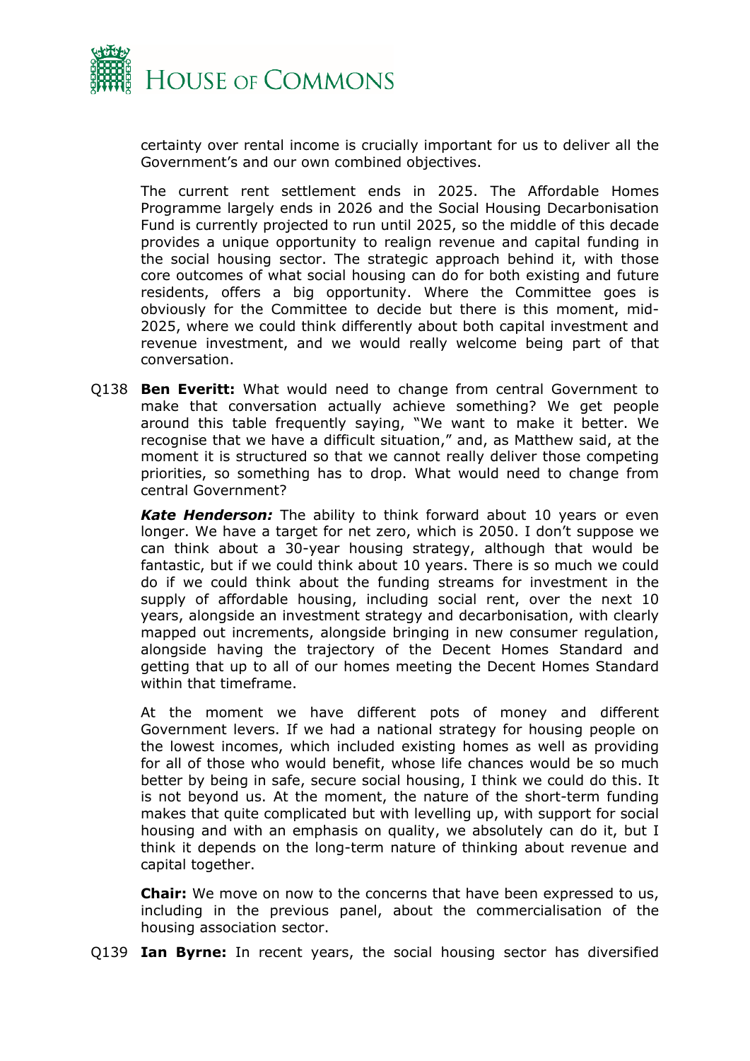certainty over rental income is crucially important for us to deliver all the Government's and our own combined objectives.

The current rent settlement ends in 2025. The Affordable Homes Programme largely ends in 2026 and the Social Housing Decarbonisation Fund is currently projected to run until 2025, so the middle of this decade provides a unique opportunity to realign revenue and capital funding in the social housing sector. The strategic approach behind it, with those core outcomes of what social housing can do for both existing and future residents, offers a big opportunity. Where the Committee goes is obviously for the Committee to decide but there is this moment, mid-2025, where we could think differently about both capital investment and revenue investment, and we would really welcome being part of that conversation.

Q138 **Ben Everitt:** What would need to change from central Government to make that conversation actually achieve something? We get people around this table frequently saying, "We want to make it better. We recognise that we have a difficult situation," and, as Matthew said, at the moment it is structured so that we cannot really deliver those competing priorities, so something has to drop. What would need to change from central Government?

***Kate Henderson:*** The ability to think forward about 10 years or even longer. We have a target for net zero, which is 2050. I don't suppose we can think about a 30-year housing strategy, although that would be fantastic, but if we could think about 10 years. There is so much we could do if we could think about the funding streams for investment in the supply of affordable housing, including social rent, over the next 10 years, alongside an investment strategy and decarbonisation, with clearly mapped out increments, alongside bringing in new consumer regulation, alongside having the trajectory of the Decent Homes Standard and getting that up to all of our homes meeting the Decent Homes Standard within that timeframe.

At the moment we have different pots of money and different Government levers. If we had a national strategy for housing people on the lowest incomes, which included existing homes as well as providing for all of those who would benefit, whose life chances would be so much better by being in safe, secure social housing, I think we could do this. It is not beyond us. At the moment, the nature of the short-term funding makes that quite complicated but with levelling up, with support for social housing and with an emphasis on quality, we absolutely can do it, but I think it depends on the long-term nature of thinking about revenue and capital together.

**Chair:** We move on now to the concerns that have been expressed to us, including in the previous panel, about the commercialisation of the housing association sector.

Q139 **Ian Byrne:** In recent years, the social housing sector has diversified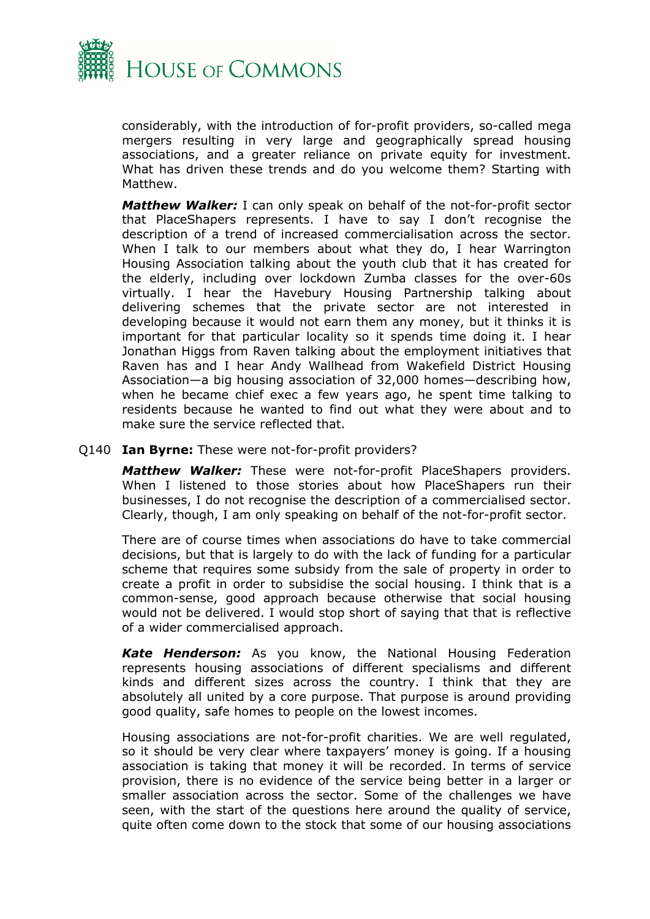considerably, with the introduction of for-profit providers, so-called mega mergers resulting in very large and geographically spread housing associations, and a greater reliance on private equity for investment. What has driven these trends and do you welcome them? Starting with Matthew.

***Matthew Walker:*** I can only speak on behalf of the not-for-profit sector that PlaceShapers represents. I have to say I don't recognise the description of a trend of increased commercialisation across the sector. When I talk to our members about what they do, I hear Warrington Housing Association talking about the youth club that it has created for the elderly, including over lockdown Zumba classes for the over-60s virtually. I hear the Havebury Housing Partnership talking about delivering schemes that the private sector are not interested in developing because it would not earn them any money, but it thinks it is important for that particular locality so it spends time doing it. I hear Jonathan Higgs from Raven talking about the employment initiatives that Raven has and I hear Andy Wallhead from Wakefield District Housing Association—a big housing association of 32,000 homes—describing how, when he became chief exec a few years ago, he spent time talking to residents because he wanted to find out what they were about and to make sure the service reflected that.

Q140 **Ian Byrne:** These were not-for-profit providers?

***Matthew Walker:*** These were not-for-profit PlaceShapers providers. When I listened to those stories about how PlaceShapers run their businesses, I do not recognise the description of a commercialised sector. Clearly, though, I am only speaking on behalf of the not-for-profit sector.

There are of course times when associations do have to take commercial decisions, but that is largely to do with the lack of funding for a particular scheme that requires some subsidy from the sale of property in order to create a profit in order to subsidise the social housing. I think that is a common-sense, good approach because otherwise that social housing would not be delivered. I would stop short of saying that that is reflective of a wider commercialised approach.

***Kate Henderson:*** As you know, the National Housing Federation represents housing associations of different specialisms and different kinds and different sizes across the country. I think that they are absolutely all united by a core purpose. That purpose is around providing good quality, safe homes to people on the lowest incomes.

Housing associations are not-for-profit charities. We are well regulated, so it should be very clear where taxpayers' money is going. If a housing association is taking that money it will be recorded. In terms of service provision, there is no evidence of the service being better in a larger or smaller association across the sector. Some of the challenges we have seen, with the start of the questions here around the quality of service, quite often come down to the stock that some of our housing associations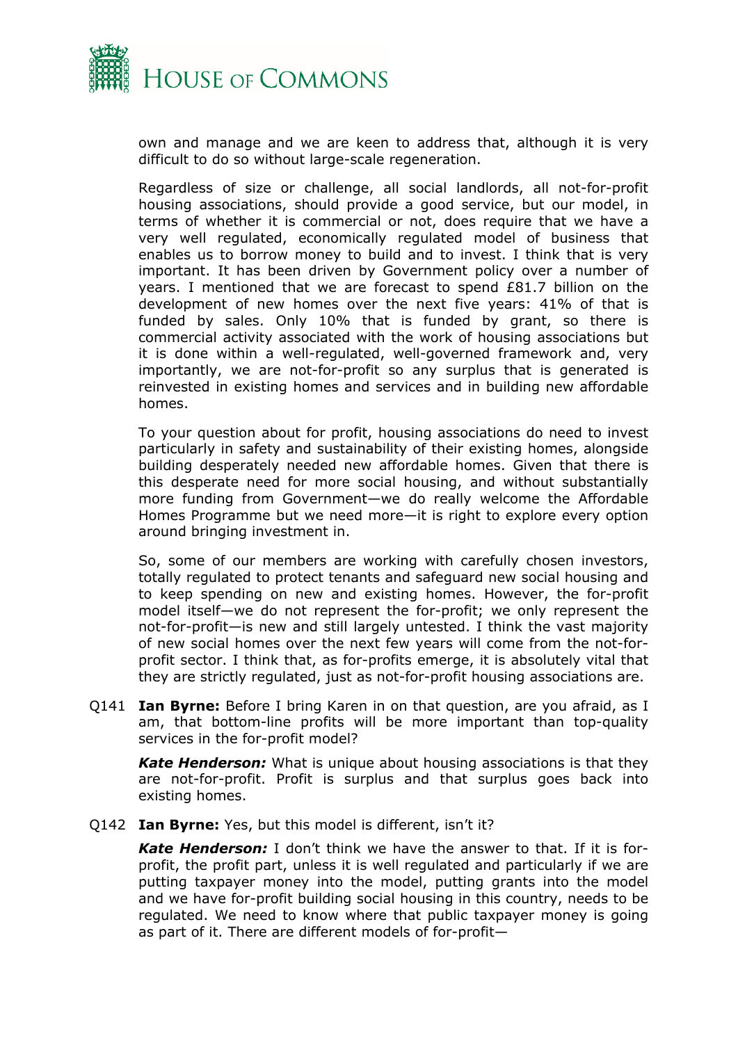own and manage and we are keen to address that, although it is very difficult to do so without large-scale regeneration.

Regardless of size or challenge, all social landlords, all not-for-profit housing associations, should provide a good service, but our model, in terms of whether it is commercial or not, does require that we have a very well regulated, economically regulated model of business that enables us to borrow money to build and to invest. I think that is very important. It has been driven by Government policy over a number of years. I mentioned that we are forecast to spend £81.7 billion on the development of new homes over the next five years: 41% of that is funded by sales. Only 10% that is funded by grant, so there is commercial activity associated with the work of housing associations but it is done within a well-regulated, well-governed framework and, very importantly, we are not-for-profit so any surplus that is generated is reinvested in existing homes and services and in building new affordable homes.

To your question about for profit, housing associations do need to invest particularly in safety and sustainability of their existing homes, alongside building desperately needed new affordable homes. Given that there is this desperate need for more social housing, and without substantially more funding from Government—we do really welcome the Affordable Homes Programme but we need more—it is right to explore every option around bringing investment in.

So, some of our members are working with carefully chosen investors, totally regulated to protect tenants and safeguard new social housing and to keep spending on new and existing homes. However, the for-profit model itself—we do not represent the for-profit; we only represent the not-for-profit—is new and still largely untested. I think the vast majority of new social homes over the next few years will come from the not-for-profit sector. I think that, as for-profits emerge, it is absolutely vital that they are strictly regulated, just as not-for-profit housing associations are.

Q141 **Ian Byrne:** Before I bring Karen in on that question, are you afraid, as I am, that bottom-line profits will be more important than top-quality services in the for-profit model?

***Kate Henderson:*** What is unique about housing associations is that they are not-for-profit. Profit is surplus and that surplus goes back into existing homes.

Q142 **Ian Byrne:** Yes, but this model is different, isn't it?

***Kate Henderson:*** I don't think we have the answer to that. If it is for-profit, the profit part, unless it is well regulated and particularly if we are putting taxpayer money into the model, putting grants into the model and we have for-profit building social housing in this country, needs to be regulated. We need to know where that public taxpayer money is going as part of it. There are different models of for-profit—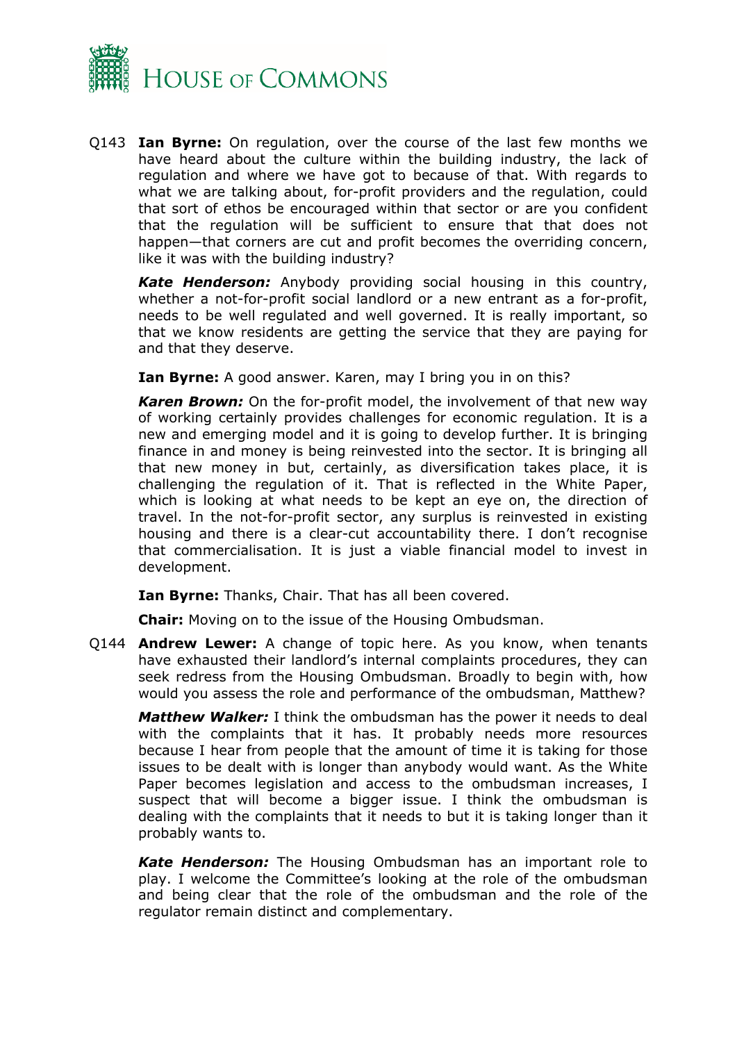Q143 **Ian Byrne:** On regulation, over the course of the last few months we have heard about the culture within the building industry, the lack of regulation and where we have got to because of that. With regards to what we are talking about, for-profit providers and the regulation, could that sort of ethos be encouraged within that sector or are you confident that the regulation will be sufficient to ensure that that does not happen—that corners are cut and profit becomes the overriding concern, like it was with the building industry?

***Kate Henderson:*** Anybody providing social housing in this country, whether a not-for-profit social landlord or a new entrant as a for-profit, needs to be well regulated and well governed. It is really important, so that we know residents are getting the service that they are paying for and that they deserve.

**Ian Byrne:** A good answer. Karen, may I bring you in on this?

***Karen Brown:*** On the for-profit model, the involvement of that new way of working certainly provides challenges for economic regulation. It is a new and emerging model and it is going to develop further. It is bringing finance in and money is being reinvested into the sector. It is bringing all that new money in but, certainly, as diversification takes place, it is challenging the regulation of it. That is reflected in the White Paper, which is looking at what needs to be kept an eye on, the direction of travel. In the not-for-profit sector, any surplus is reinvested in existing housing and there is a clear-cut accountability there. I don't recognise that commercialisation. It is just a viable financial model to invest in development.

**Ian Byrne:** Thanks, Chair. That has all been covered.

**Chair:** Moving on to the issue of the Housing Ombudsman.

Q144 **Andrew Lewer:** A change of topic here. As you know, when tenants have exhausted their landlord's internal complaints procedures, they can seek redress from the Housing Ombudsman. Broadly to begin with, how would you assess the role and performance of the ombudsman, Matthew?

***Matthew Walker:*** I think the ombudsman has the power it needs to deal with the complaints that it has. It probably needs more resources because I hear from people that the amount of time it is taking for those issues to be dealt with is longer than anybody would want. As the White Paper becomes legislation and access to the ombudsman increases, I suspect that will become a bigger issue. I think the ombudsman is dealing with the complaints that it needs to but it is taking longer than it probably wants to.

***Kate Henderson:*** The Housing Ombudsman has an important role to play. I welcome the Committee's looking at the role of the ombudsman and being clear that the role of the ombudsman and the role of the regulator remain distinct and complementary.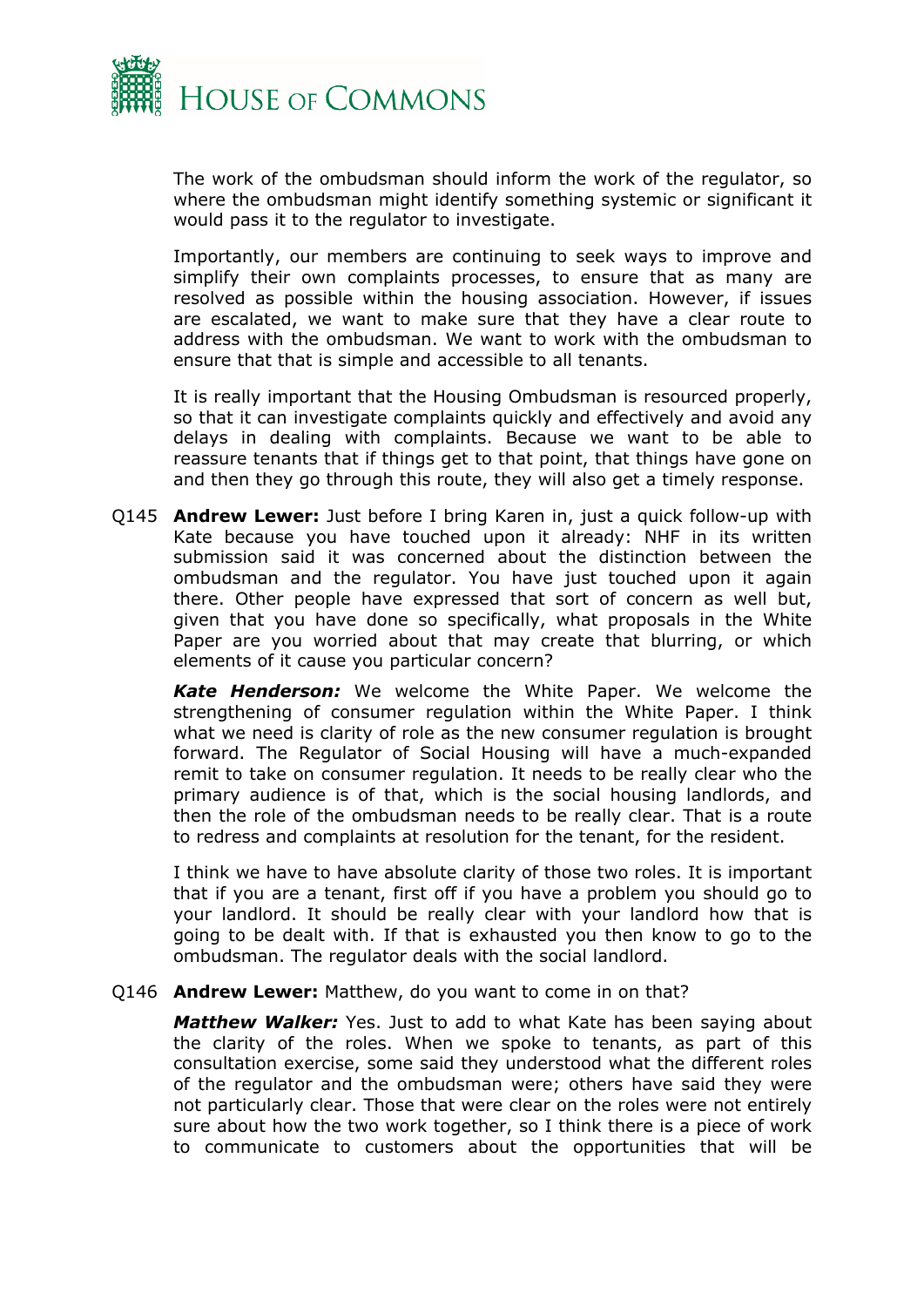The work of the ombudsman should inform the work of the regulator, so where the ombudsman might identify something systemic or significant it would pass it to the regulator to investigate.

Importantly, our members are continuing to seek ways to improve and simplify their own complaints processes, to ensure that as many are resolved as possible within the housing association. However, if issues are escalated, we want to make sure that they have a clear route to address with the ombudsman. We want to work with the ombudsman to ensure that that is simple and accessible to all tenants.

It is really important that the Housing Ombudsman is resourced properly, so that it can investigate complaints quickly and effectively and avoid any delays in dealing with complaints. Because we want to be able to reassure tenants that if things get to that point, that things have gone on and then they go through this route, they will also get a timely response.

Q145 **Andrew Lewer:** Just before I bring Karen in, just a quick follow-up with Kate because you have touched upon it already: NHF in its written submission said it was concerned about the distinction between the ombudsman and the regulator. You have just touched upon it again there. Other people have expressed that sort of concern as well but, given that you have done so specifically, what proposals in the White Paper are you worried about that may create that blurring, or which elements of it cause you particular concern?

***Kate Henderson:*** We welcome the White Paper. We welcome the strengthening of consumer regulation within the White Paper. I think what we need is clarity of role as the new consumer regulation is brought forward. The Regulator of Social Housing will have a much-expanded remit to take on consumer regulation. It needs to be really clear who the primary audience is of that, which is the social housing landlords, and then the role of the ombudsman needs to be really clear. That is a route to redress and complaints at resolution for the tenant, for the resident.

I think we have to have absolute clarity of those two roles. It is important that if you are a tenant, first off if you have a problem you should go to your landlord. It should be really clear with your landlord how that is going to be dealt with. If that is exhausted you then know to go to the ombudsman. The regulator deals with the social landlord.

Q146 **Andrew Lewer:** Matthew, do you want to come in on that?

***Matthew Walker:*** Yes. Just to add to what Kate has been saying about the clarity of the roles. When we spoke to tenants, as part of this consultation exercise, some said they understood what the different roles of the regulator and the ombudsman were; others have said they were not particularly clear. Those that were clear on the roles were not entirely sure about how the two work together, so I think there is a piece of work to communicate to customers about the opportunities that will be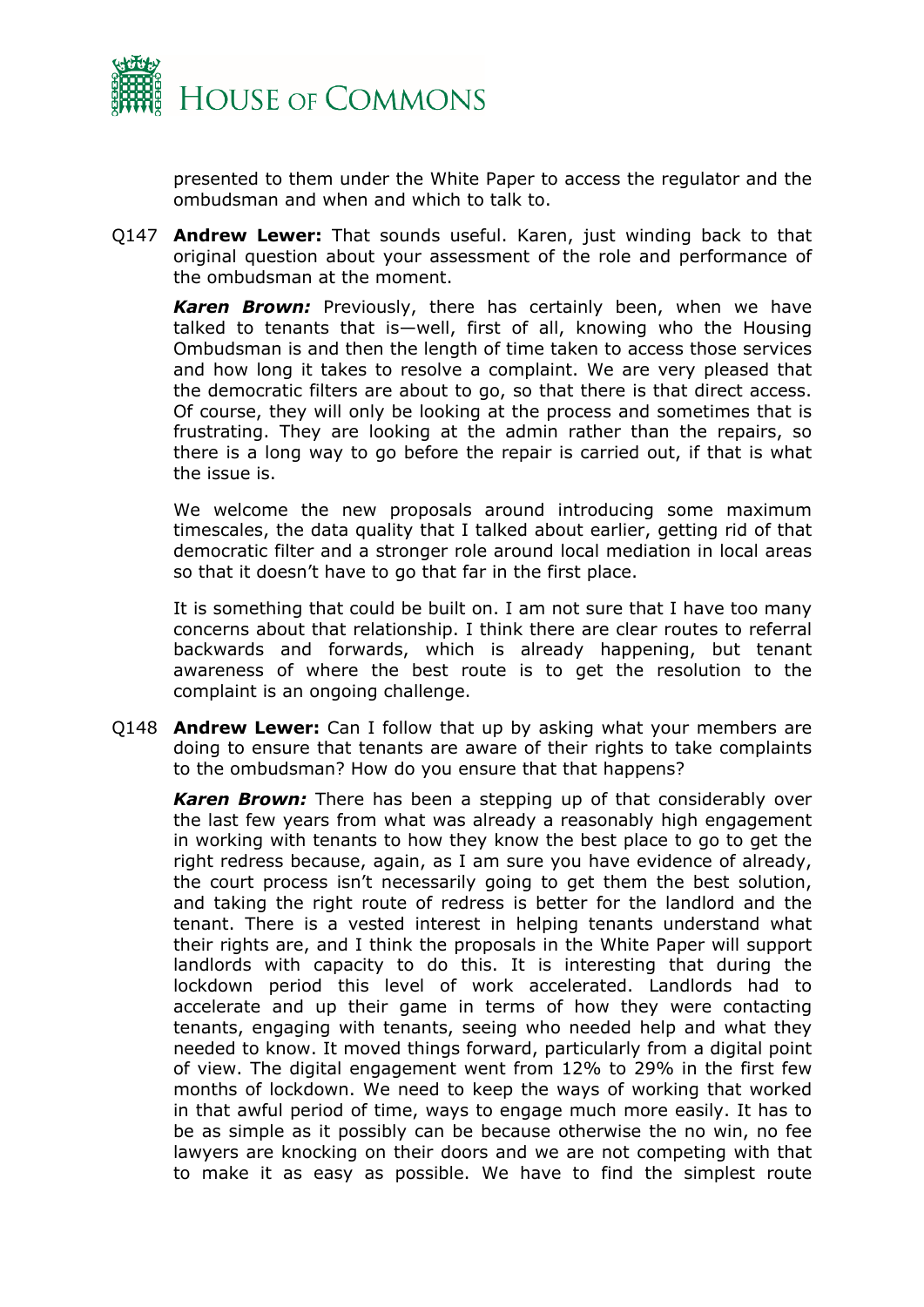presented to them under the White Paper to access the regulator and the ombudsman and when and which to talk to.

Q147 **Andrew Lewer:** That sounds useful. Karen, just winding back to that original question about your assessment of the role and performance of the ombudsman at the moment.

***Karen Brown:*** Previously, there has certainly been, when we have talked to tenants that is—well, first of all, knowing who the Housing Ombudsman is and then the length of time taken to access those services and how long it takes to resolve a complaint. We are very pleased that the democratic filters are about to go, so that there is that direct access. Of course, they will only be looking at the process and sometimes that is frustrating. They are looking at the admin rather than the repairs, so there is a long way to go before the repair is carried out, if that is what the issue is.

We welcome the new proposals around introducing some maximum timescales, the data quality that I talked about earlier, getting rid of that democratic filter and a stronger role around local mediation in local areas so that it doesn't have to go that far in the first place.

It is something that could be built on. I am not sure that I have too many concerns about that relationship. I think there are clear routes to referral backwards and forwards, which is already happening, but tenant awareness of where the best route is to get the resolution to the complaint is an ongoing challenge.

Q148 **Andrew Lewer:** Can I follow that up by asking what your members are doing to ensure that tenants are aware of their rights to take complaints to the ombudsman? How do you ensure that that happens?

***Karen Brown:*** There has been a stepping up of that considerably over the last few years from what was already a reasonably high engagement in working with tenants to how they know the best place to go to get the right redress because, again, as I am sure you have evidence of already, the court process isn't necessarily going to get them the best solution, and taking the right route of redress is better for the landlord and the tenant. There is a vested interest in helping tenants understand what their rights are, and I think the proposals in the White Paper will support landlords with capacity to do this. It is interesting that during the lockdown period this level of work accelerated. Landlords had to accelerate and up their game in terms of how they were contacting tenants, engaging with tenants, seeing who needed help and what they needed to know. It moved things forward, particularly from a digital point of view. The digital engagement went from 12% to 29% in the first few months of lockdown. We need to keep the ways of working that worked in that awful period of time, ways to engage much more easily. It has to be as simple as it possibly can be because otherwise the no win, no fee lawyers are knocking on their doors and we are not competing with that to make it as easy as possible. We have to find the simplest route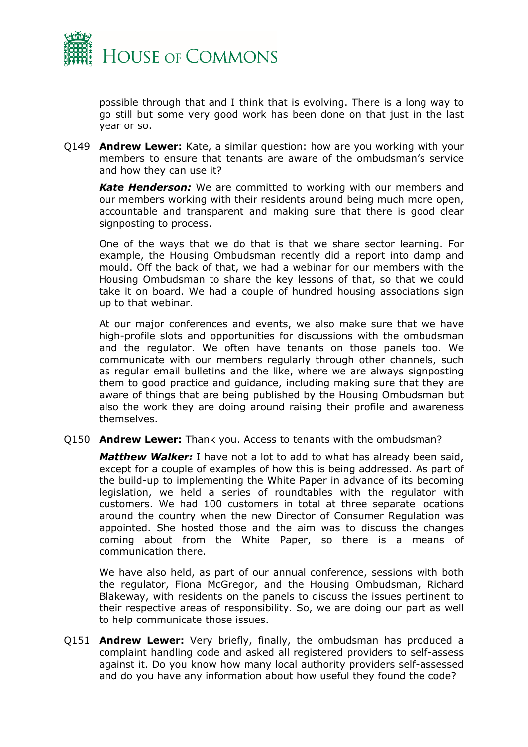possible through that and I think that is evolving. There is a long way to go still but some very good work has been done on that just in the last year or so.

Q149 **Andrew Lewer:** Kate, a similar question: how are you working with your members to ensure that tenants are aware of the ombudsman's service and how they can use it?

***Kate Henderson:*** We are committed to working with our members and our members working with their residents around being much more open, accountable and transparent and making sure that there is good clear signposting to process.

One of the ways that we do that is that we share sector learning. For example, the Housing Ombudsman recently did a report into damp and mould. Off the back of that, we had a webinar for our members with the Housing Ombudsman to share the key lessons of that, so that we could take it on board. We had a couple of hundred housing associations sign up to that webinar.

At our major conferences and events, we also make sure that we have high-profile slots and opportunities for discussions with the ombudsman and the regulator. We often have tenants on those panels too. We communicate with our members regularly through other channels, such as regular email bulletins and the like, where we are always signposting them to good practice and guidance, including making sure that they are aware of things that are being published by the Housing Ombudsman but also the work they are doing around raising their profile and awareness themselves.

Q150 **Andrew Lewer:** Thank you. Access to tenants with the ombudsman?

***Matthew Walker:*** I have not a lot to add to what has already been said, except for a couple of examples of how this is being addressed. As part of the build-up to implementing the White Paper in advance of its becoming legislation, we held a series of roundtables with the regulator with customers. We had 100 customers in total at three separate locations around the country when the new Director of Consumer Regulation was appointed. She hosted those and the aim was to discuss the changes coming about from the White Paper, so there is a means of communication there.

We have also held, as part of our annual conference, sessions with both the regulator, Fiona McGregor, and the Housing Ombudsman, Richard Blakeway, with residents on the panels to discuss the issues pertinent to their respective areas of responsibility. So, we are doing our part as well to help communicate those issues.

Q151 **Andrew Lewer:** Very briefly, finally, the ombudsman has produced a complaint handling code and asked all registered providers to self-assess against it. Do you know how many local authority providers self-assessed and do you have any information about how useful they found the code?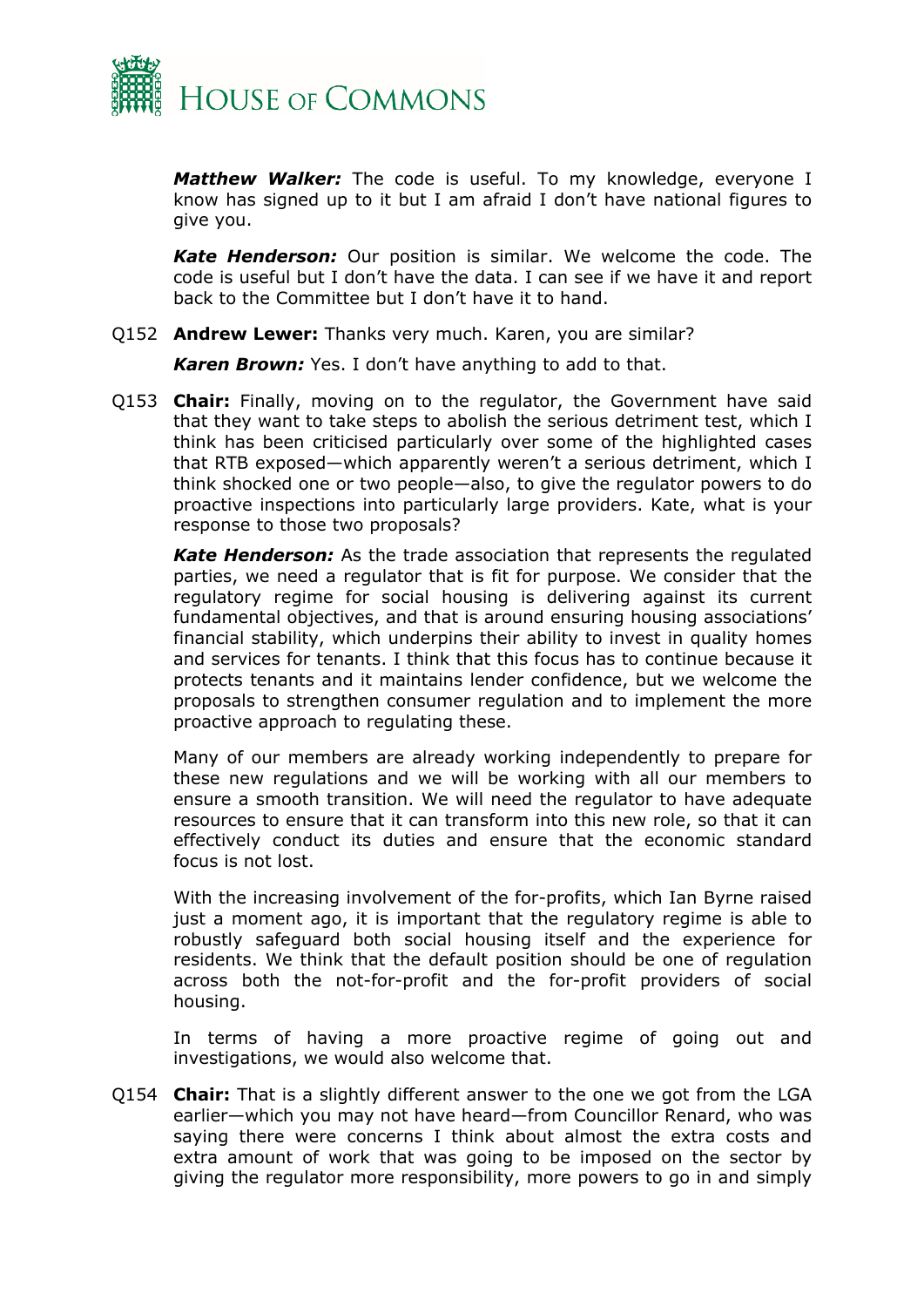***Matthew Walker:*** The code is useful. To my knowledge, everyone I know has signed up to it but I am afraid I don't have national figures to give you.

***Kate Henderson:*** Our position is similar. We welcome the code. The code is useful but I don't have the data. I can see if we have it and report back to the Committee but I don't have it to hand.

Q152 **Andrew Lewer:** Thanks very much. Karen, you are similar?

***Karen Brown:*** Yes. I don't have anything to add to that.

Q153 **Chair:** Finally, moving on to the regulator, the Government have said that they want to take steps to abolish the serious detriment test, which I think has been criticised particularly over some of the highlighted cases that RTB exposed—which apparently weren't a serious detriment, which I think shocked one or two people—also, to give the regulator powers to do proactive inspections into particularly large providers. Kate, what is your response to those two proposals?

***Kate Henderson:*** As the trade association that represents the regulated parties, we need a regulator that is fit for purpose. We consider that the regulatory regime for social housing is delivering against its current fundamental objectives, and that is around ensuring housing associations' financial stability, which underpins their ability to invest in quality homes and services for tenants. I think that this focus has to continue because it protects tenants and it maintains lender confidence, but we welcome the proposals to strengthen consumer regulation and to implement the more proactive approach to regulating these.

Many of our members are already working independently to prepare for these new regulations and we will be working with all our members to ensure a smooth transition. We will need the regulator to have adequate resources to ensure that it can transform into this new role, so that it can effectively conduct its duties and ensure that the economic standard focus is not lost.

With the increasing involvement of the for-profits, which Ian Byrne raised just a moment ago, it is important that the regulatory regime is able to robustly safeguard both social housing itself and the experience for residents. We think that the default position should be one of regulation across both the not-for-profit and the for-profit providers of social housing.

In terms of having a more proactive regime of going out and investigations, we would also welcome that.

Q154 **Chair:** That is a slightly different answer to the one we got from the LGA earlier—which you may not have heard—from Councillor Renard, who was saying there were concerns I think about almost the extra costs and extra amount of work that was going to be imposed on the sector by giving the regulator more responsibility, more powers to go in and simply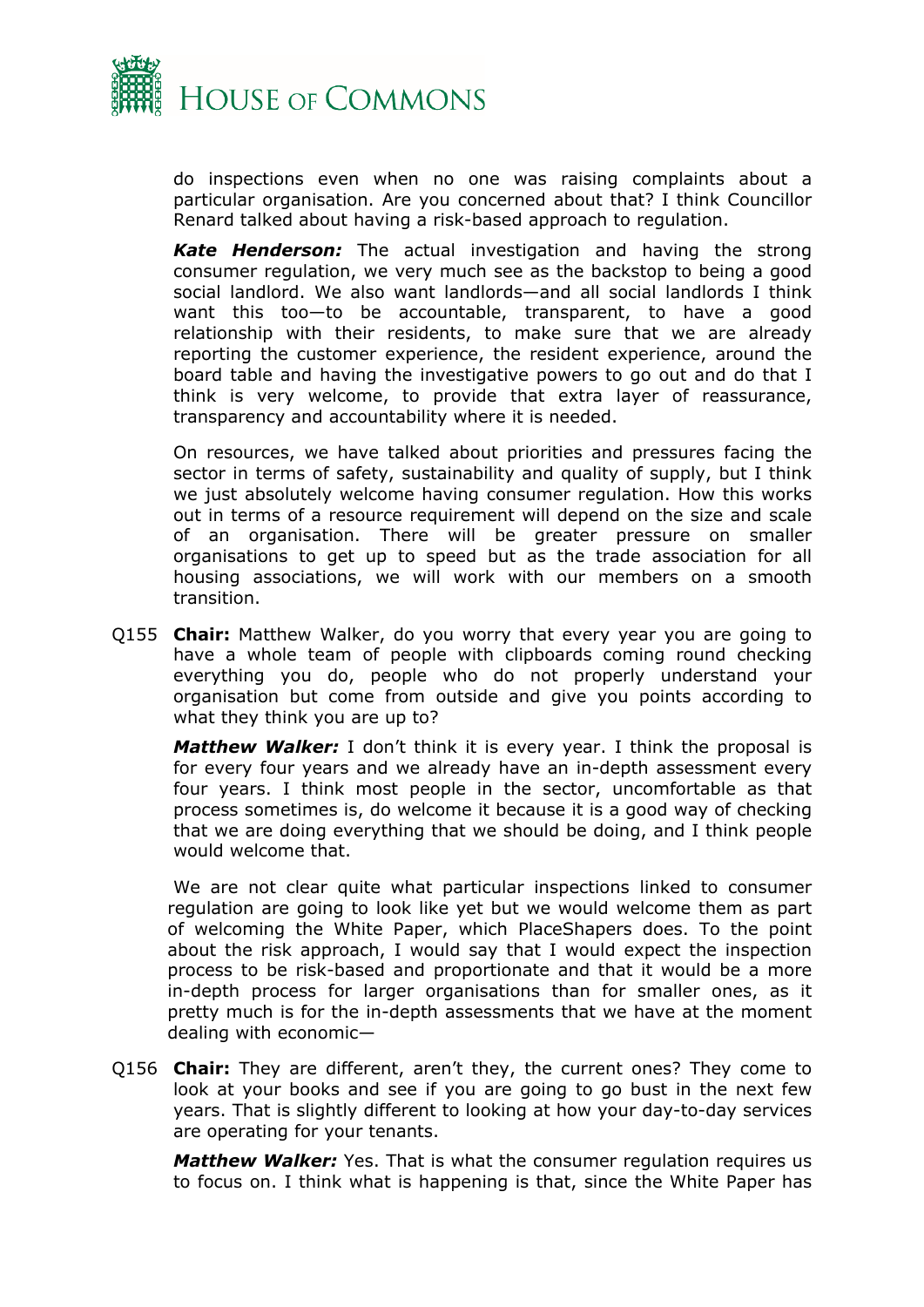do inspections even when no one was raising complaints about a particular organisation. Are you concerned about that? I think Councillor Renard talked about having a risk-based approach to regulation.

***Kate Henderson:*** The actual investigation and having the strong consumer regulation, we very much see as the backstop to being a good social landlord. We also want landlords—and all social landlords I think want this too—to be accountable, transparent, to have a good relationship with their residents, to make sure that we are already reporting the customer experience, the resident experience, around the board table and having the investigative powers to go out and do that I think is very welcome, to provide that extra layer of reassurance, transparency and accountability where it is needed.

On resources, we have talked about priorities and pressures facing the sector in terms of safety, sustainability and quality of supply, but I think we just absolutely welcome having consumer regulation. How this works out in terms of a resource requirement will depend on the size and scale of an organisation. There will be greater pressure on smaller organisations to get up to speed but as the trade association for all housing associations, we will work with our members on a smooth transition.

Q155 **Chair:** Matthew Walker, do you worry that every year you are going to have a whole team of people with clipboards coming round checking everything you do, people who do not properly understand your organisation but come from outside and give you points according to what they think you are up to?

***Matthew Walker:*** I don't think it is every year. I think the proposal is for every four years and we already have an in-depth assessment every four years. I think most people in the sector, uncomfortable as that process sometimes is, do welcome it because it is a good way of checking that we are doing everything that we should be doing, and I think people would welcome that.

We are not clear quite what particular inspections linked to consumer regulation are going to look like yet but we would welcome them as part of welcoming the White Paper, which PlaceShapers does. To the point about the risk approach, I would say that I would expect the inspection process to be risk-based and proportionate and that it would be a more in-depth process for larger organisations than for smaller ones, as it pretty much is for the in-depth assessments that we have at the moment dealing with economic—

Q156 **Chair:** They are different, aren't they, the current ones? They come to look at your books and see if you are going to go bust in the next few years. That is slightly different to looking at how your day-to-day services are operating for your tenants.

***Matthew Walker:*** Yes. That is what the consumer regulation requires us to focus on. I think what is happening is that, since the White Paper has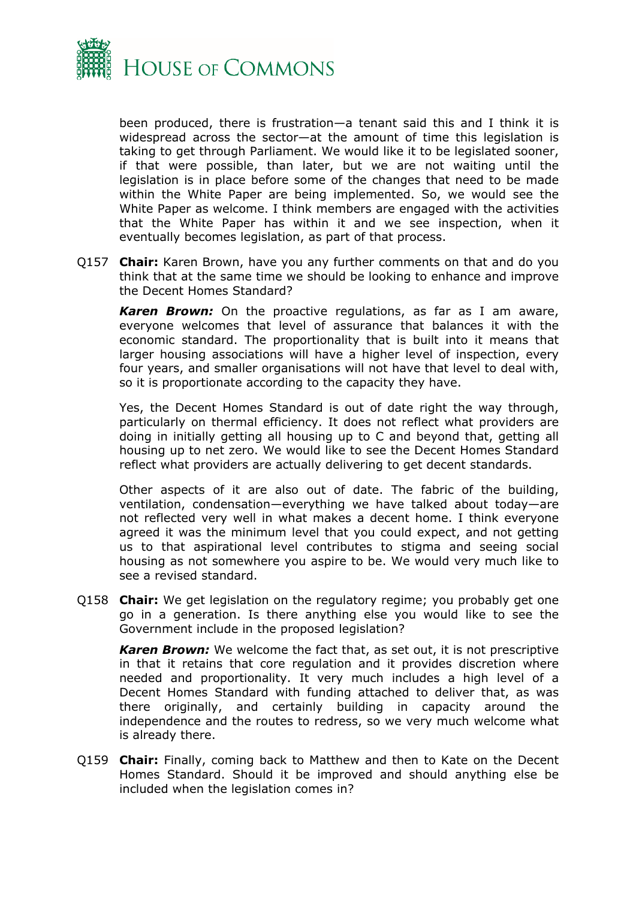been produced, there is frustration—a tenant said this and I think it is widespread across the sector—at the amount of time this legislation is taking to get through Parliament. We would like it to be legislated sooner, if that were possible, than later, but we are not waiting until the legislation is in place before some of the changes that need to be made within the White Paper are being implemented. So, we would see the White Paper as welcome. I think members are engaged with the activities that the White Paper has within it and we see inspection, when it eventually becomes legislation, as part of that process.

Q157 **Chair:** Karen Brown, have you any further comments on that and do you think that at the same time we should be looking to enhance and improve the Decent Homes Standard?

***Karen Brown:*** On the proactive regulations, as far as I am aware, everyone welcomes that level of assurance that balances it with the economic standard. The proportionality that is built into it means that larger housing associations will have a higher level of inspection, every four years, and smaller organisations will not have that level to deal with, so it is proportionate according to the capacity they have.

Yes, the Decent Homes Standard is out of date right the way through, particularly on thermal efficiency. It does not reflect what providers are doing in initially getting all housing up to C and beyond that, getting all housing up to net zero. We would like to see the Decent Homes Standard reflect what providers are actually delivering to get decent standards.

Other aspects of it are also out of date. The fabric of the building, ventilation, condensation—everything we have talked about today—are not reflected very well in what makes a decent home. I think everyone agreed it was the minimum level that you could expect, and not getting us to that aspirational level contributes to stigma and seeing social housing as not somewhere you aspire to be. We would very much like to see a revised standard.

Q158 **Chair:** We get legislation on the regulatory regime; you probably get one go in a generation. Is there anything else you would like to see the Government include in the proposed legislation?

***Karen Brown:*** We welcome the fact that, as set out, it is not prescriptive in that it retains that core regulation and it provides discretion where needed and proportionality. It very much includes a high level of a Decent Homes Standard with funding attached to deliver that, as was there originally, and certainly building in capacity around the independence and the routes to redress, so we very much welcome what is already there.

Q159 **Chair:** Finally, coming back to Matthew and then to Kate on the Decent Homes Standard. Should it be improved and should anything else be included when the legislation comes in?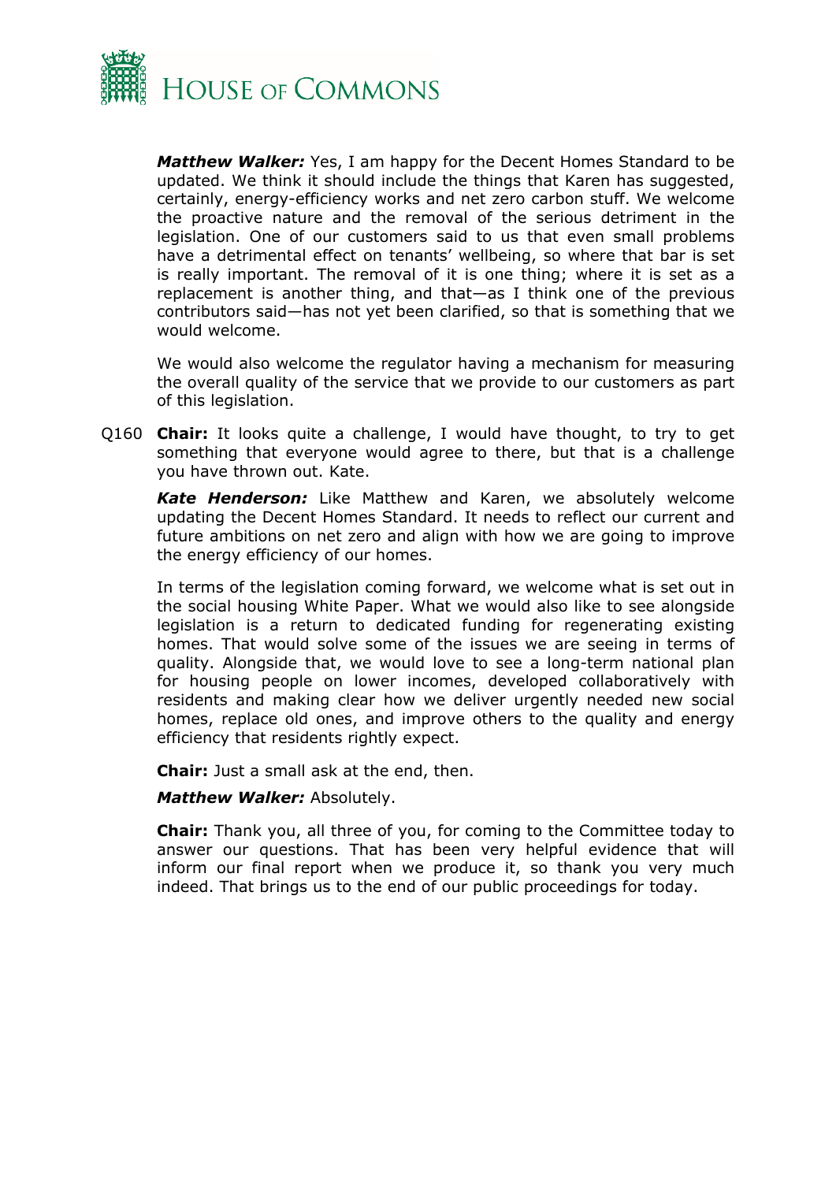***Matthew Walker:*** Yes, I am happy for the Decent Homes Standard to be updated. We think it should include the things that Karen has suggested, certainly, energy-efficiency works and net zero carbon stuff. We welcome the proactive nature and the removal of the serious detriment in the legislation. One of our customers said to us that even small problems have a detrimental effect on tenants' wellbeing, so where that bar is set is really important. The removal of it is one thing; where it is set as a replacement is another thing, and that—as I think one of the previous contributors said—has not yet been clarified, so that is something that we would welcome.

We would also welcome the regulator having a mechanism for measuring the overall quality of the service that we provide to our customers as part of this legislation.

Q160 **Chair:** It looks quite a challenge, I would have thought, to try to get something that everyone would agree to there, but that is a challenge you have thrown out. Kate.

***Kate Henderson:*** Like Matthew and Karen, we absolutely welcome updating the Decent Homes Standard. It needs to reflect our current and future ambitions on net zero and align with how we are going to improve the energy efficiency of our homes.

In terms of the legislation coming forward, we welcome what is set out in the social housing White Paper. What we would also like to see alongside legislation is a return to dedicated funding for regenerating existing homes. That would solve some of the issues we are seeing in terms of quality. Alongside that, we would love to see a long-term national plan for housing people on lower incomes, developed collaboratively with residents and making clear how we deliver urgently needed new social homes, replace old ones, and improve others to the quality and energy efficiency that residents rightly expect.

**Chair:** Just a small ask at the end, then.

***Matthew Walker:*** Absolutely.

**Chair:** Thank you, all three of you, for coming to the Committee today to answer our questions. That has been very helpful evidence that will inform our final report when we produce it, so thank you very much indeed. That brings us to the end of our public proceedings for today.